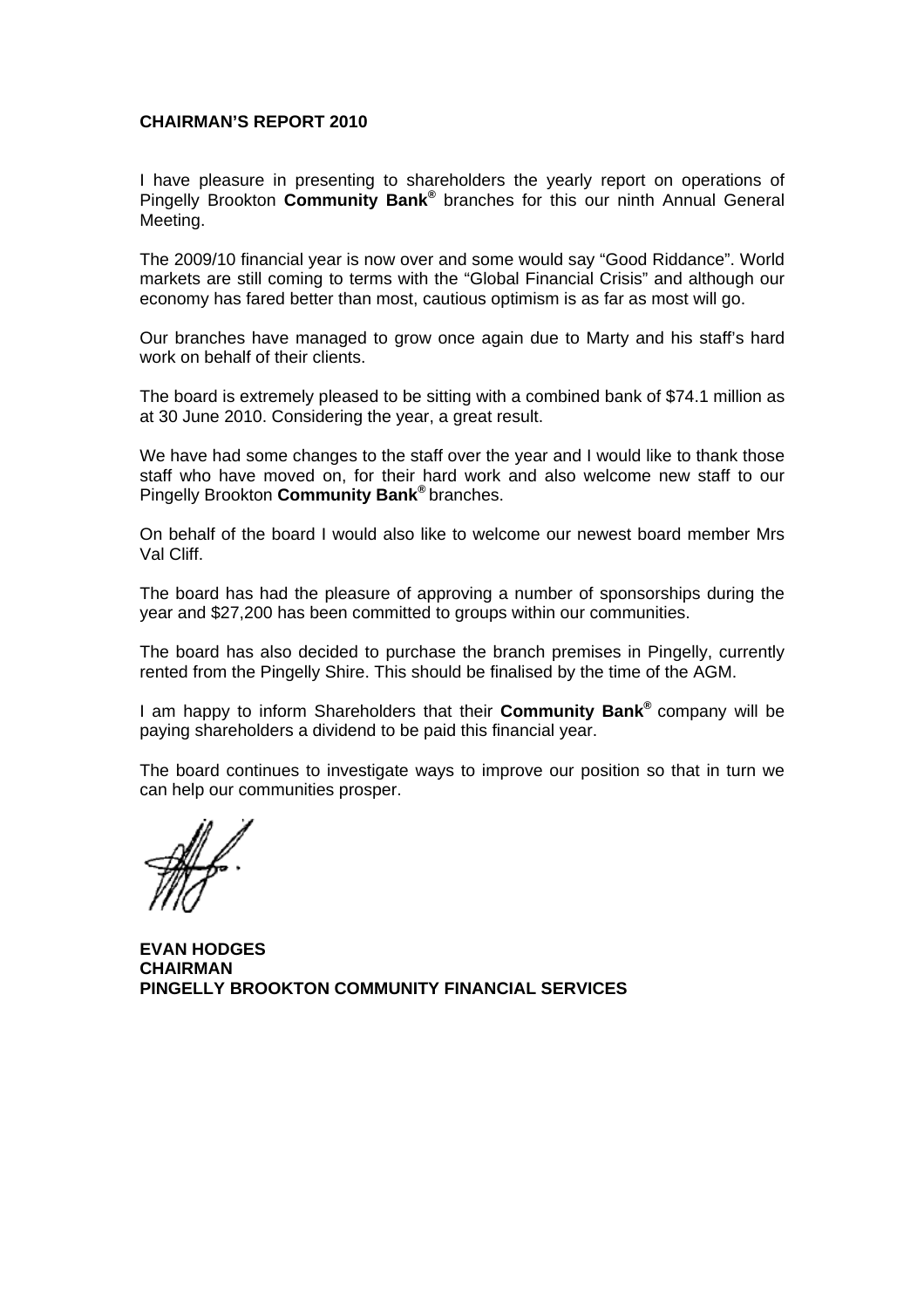# CHAIRMAN'S REPORT 2010

I have pleasure in presenting to shareholders the yearly report on operations of Pingelly Brookton **Community Bank®** branches for this our ninth Annual General Meeting.

The 2009/10 financial year is now over and some would say "Good Riddance". World markets are still coming to terms with the "Global Financial Crisis" and although our economy has fared better than most, cautious optimism is as far as most will go.

Our branches have managed to grow once again due to Marty and his staff's hard work on behalf of their clients.

The board is extremely pleased to be sitting with a combined bank of $74.1 million as at 30 June 2010. Considering the year, a great result.

We have had some changes to the staff over the year and I would like to thank those staff who have moved on, for their hard work and also welcome new staff to our Pingelly Brookton **Community Bank®** branches.

On behalf of the board I would also like to welcome our newest board member Mrs Val Cliff.

The board has had the pleasure of approving a number of sponsorships during the year and $27,200 has been committed to groups within our communities.

The board has also decided to purchase the branch premises in Pingelly, currently rented from the Pingelly Shire. This should be finalised by the time of the AGM.

I am happy to inform Shareholders that their **Community Bank®** company will be paying shareholders a dividend to be paid this financial year.

The board continues to investigate ways to improve our position so that in turn we can help our communities prosper.

**EVAN HODGES**
**CHAIRMAN**
**PINGELLY BROOKTON COMMUNITY FINANCIAL SERVICES**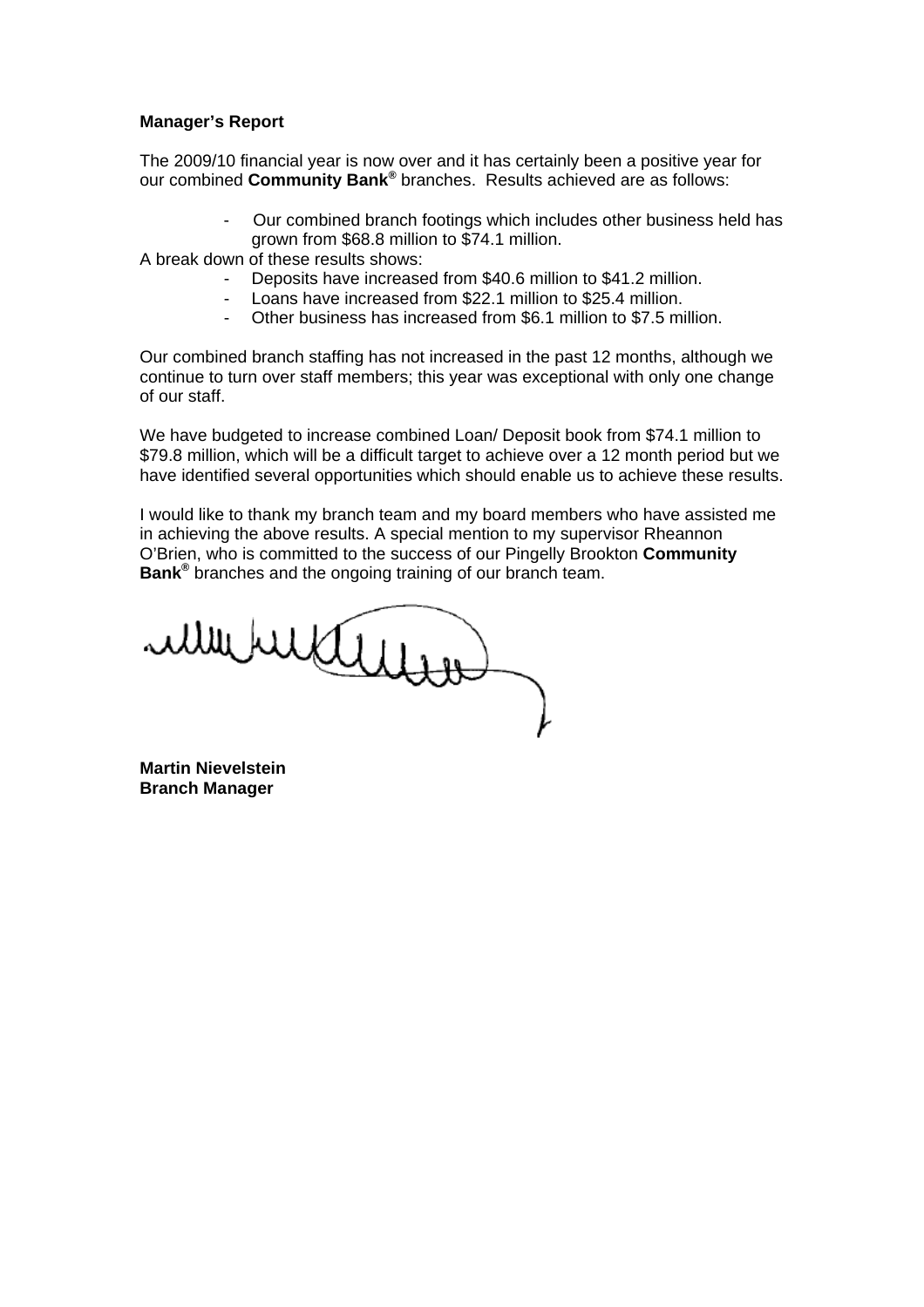**Manager's Report**

The 2009/10 financial year is now over and it has certainly been a positive year for our combined **Community Bank®** branches. Results achieved are as follows:

- Our combined branch footings which includes other business held has grown from $68.8 million to $74.1 million.

A break down of these results shows:

- Deposits have increased from $40.6 million to $41.2 million.
- Loans have increased from $22.1 million to $25.4 million.
- Other business has increased from $6.1 million to $7.5 million.

Our combined branch staffing has not increased in the past 12 months, although we continue to turn over staff members; this year was exceptional with only one change of our staff.

We have budgeted to increase combined Loan/ Deposit book from $74.1 million to $79.8 million, which will be a difficult target to achieve over a 12 month period but we have identified several opportunities which should enable us to achieve these results.

I would like to thank my branch team and my board members who have assisted me in achieving the above results. A special mention to my supervisor Rheannon O'Brien, who is committed to the success of our Pingelly Brookton **Community Bank®** branches and the ongoing training of our branch team.

**Martin Nievelstein**
**Branch Manager**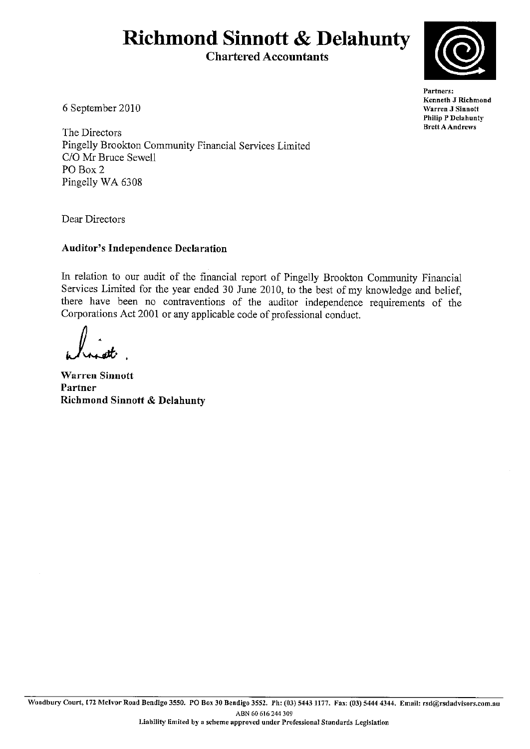# Richmond Sinnott & Delahunty

**Chartered Accountants**

**Partners:**
**Kenneth J Richmond**
**Warren J Sinnott**
**Philip P Delahunty**
**Brett A Andrews**

6 September 2010

The Directors
Pingelly Brookton Community Financial Services Limited
C/O Mr Bruce Sewell
PO Box 2
Pingelly WA 6308

Dear Directors

**Auditor's Independence Declaration**

In relation to our audit of the financial report of Pingelly Brookton Community Financial Services Limited for the year ended 30 June 2010, to the best of my knowledge and belief, there have been no contraventions of the auditor independence requirements of the Corporations Act 2001 or any applicable code of professional conduct.

**Warren Sinnott**
**Partner**
**Richmond Sinnott & Delahunty**

Woodbury Court, 172 McIvor Road Bendigo 3550. PO Box 30 Bendigo 3552. Ph: (03) 5443 1177. Fax: (03) 5444 4344. Email: rsd@rsdadvisors.com.au
ABN 60 616 244 309
Liability limited by a scheme approved under Professional Standards Legislation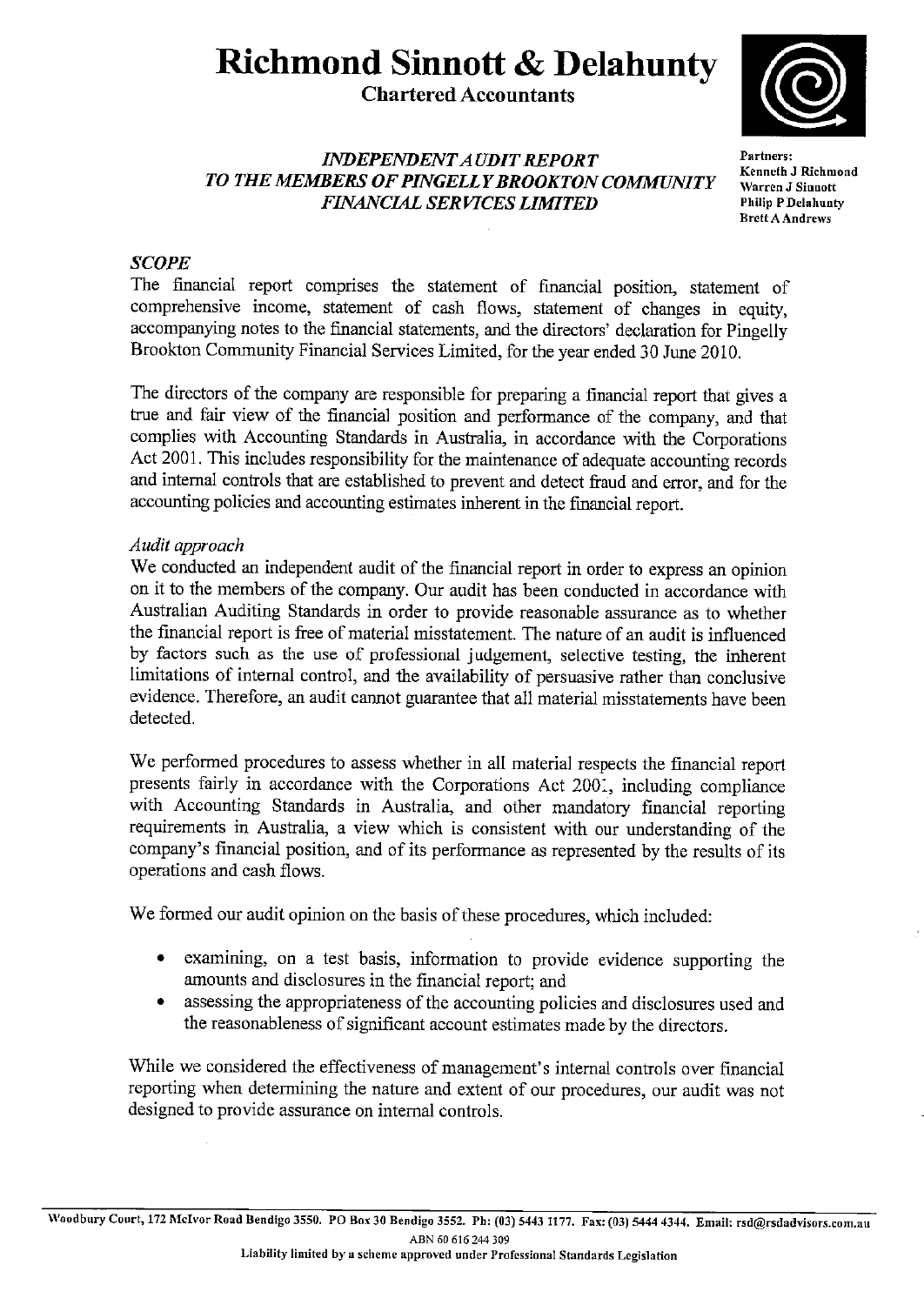# Richmond Sinnott & Delahunty

**Chartered Accountants**

**Partners:**
**Kenneth J Richmond**
**Warren J Sinnott**
**Philip P Delahunty**
**Brett A Andrews**

## *INDEPENDENT AUDIT REPORT TO THE MEMBERS OF PINGELLY BROOKTON COMMUNITY FINANCIAL SERVICES LIMITED*

### *SCOPE*

The financial report comprises the statement of financial position, statement of comprehensive income, statement of cash flows, statement of changes in equity, accompanying notes to the financial statements, and the directors' declaration for Pingelly Brookton Community Financial Services Limited, for the year ended 30 June 2010.

The directors of the company are responsible for preparing a financial report that gives a true and fair view of the financial position and performance of the company, and that complies with Accounting Standards in Australia, in accordance with the Corporations Act 2001. This includes responsibility for the maintenance of adequate accounting records and internal controls that are established to prevent and detect fraud and error, and for the accounting policies and accounting estimates inherent in the financial report.

*Audit approach*

We conducted an independent audit of the financial report in order to express an opinion on it to the members of the company. Our audit has been conducted in accordance with Australian Auditing Standards in order to provide reasonable assurance as to whether the financial report is free of material misstatement. The nature of an audit is influenced by factors such as the use of professional judgement, selective testing, the inherent limitations of internal control, and the availability of persuasive rather than conclusive evidence. Therefore, an audit cannot guarantee that all material misstatements have been detected.

We performed procedures to assess whether in all material respects the financial report presents fairly in accordance with the Corporations Act 2001, including compliance with Accounting Standards in Australia, and other mandatory financial reporting requirements in Australia, a view which is consistent with our understanding of the company's financial position, and of its performance as represented by the results of its operations and cash flows.

We formed our audit opinion on the basis of these procedures, which included:

- examining, on a test basis, information to provide evidence supporting the amounts and disclosures in the financial report; and
- assessing the appropriateness of the accounting policies and disclosures used and the reasonableness of significant account estimates made by the directors.

While we considered the effectiveness of management's internal controls over financial reporting when determining the nature and extent of our procedures, our audit was not designed to provide assurance on internal controls.

Woodbury Court, 172 McIvor Road Bendigo 3550. PO Box 30 Bendigo 3552. Ph: (03) 5443 1177. Fax: (03) 5444 4344. Email: rsd@rsdadvisors.com.au
ABN 60 616 244 309
Liability limited by a scheme approved under Professional Standards Legislation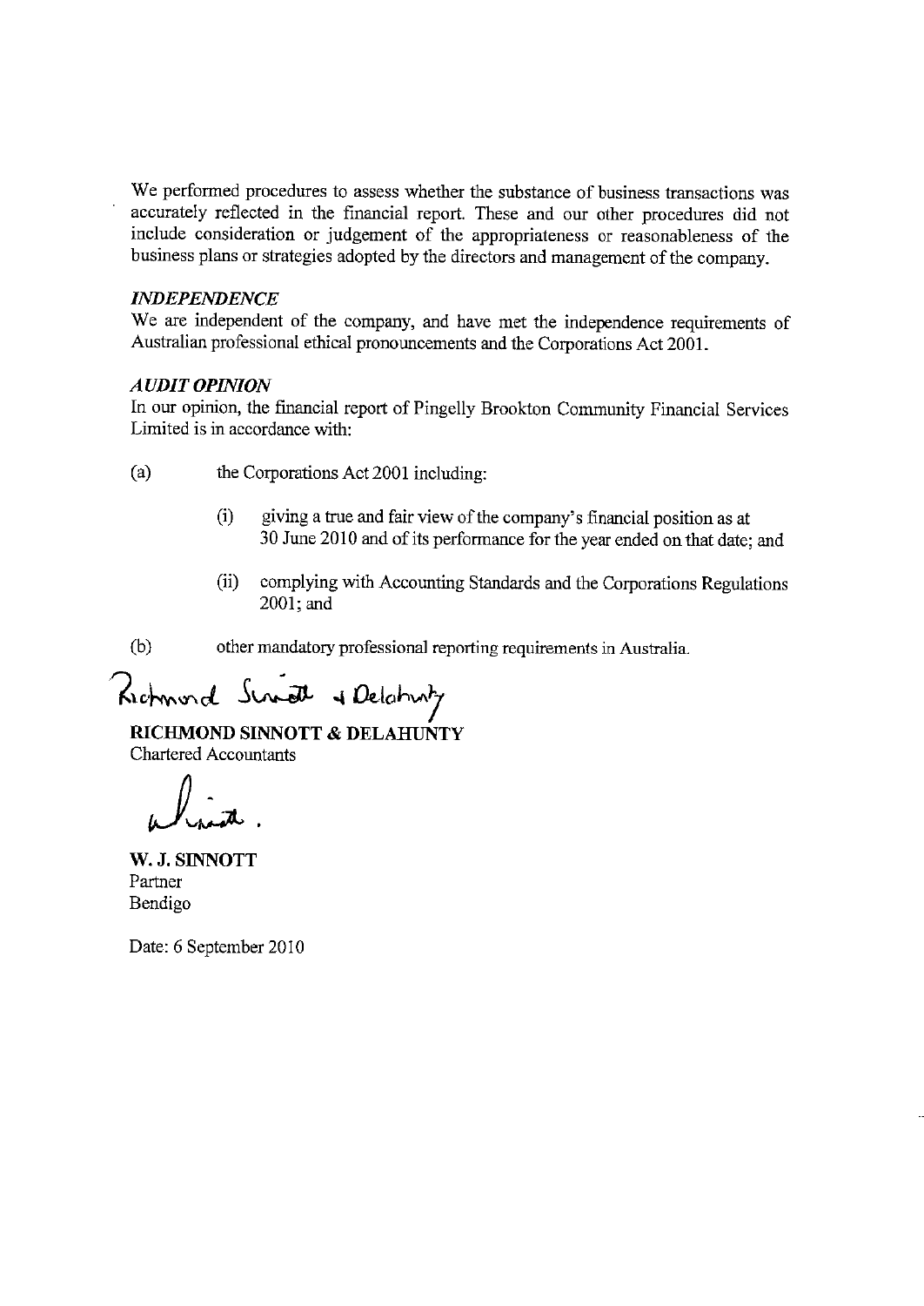We performed procedures to assess whether the substance of business transactions was accurately reflected in the financial report. These and our other procedures did not include consideration or judgement of the appropriateness or reasonableness of the business plans or strategies adopted by the directors and management of the company.

***INDEPENDENCE***

We are independent of the company, and have met the independence requirements of Australian professional ethical pronouncements and the Corporations Act 2001.

***AUDIT OPINION***

In our opinion, the financial report of Pingelly Brookton Community Financial Services Limited is in accordance with:

(a) the Corporations Act 2001 including:

  (i) giving a true and fair view of the company's financial position as at 30 June 2010 and of its performance for the year ended on that date; and

  (ii) complying with Accounting Standards and the Corporations Regulations 2001; and

(b) other mandatory professional reporting requirements in Australia.

Richmond Sinnott & Delahunty

**RICHMOND SINNOTT & DELAHUNTY**
Chartered Accountants

**W. J. SINNOTT**
Partner
Bendigo

Date: 6 September 2010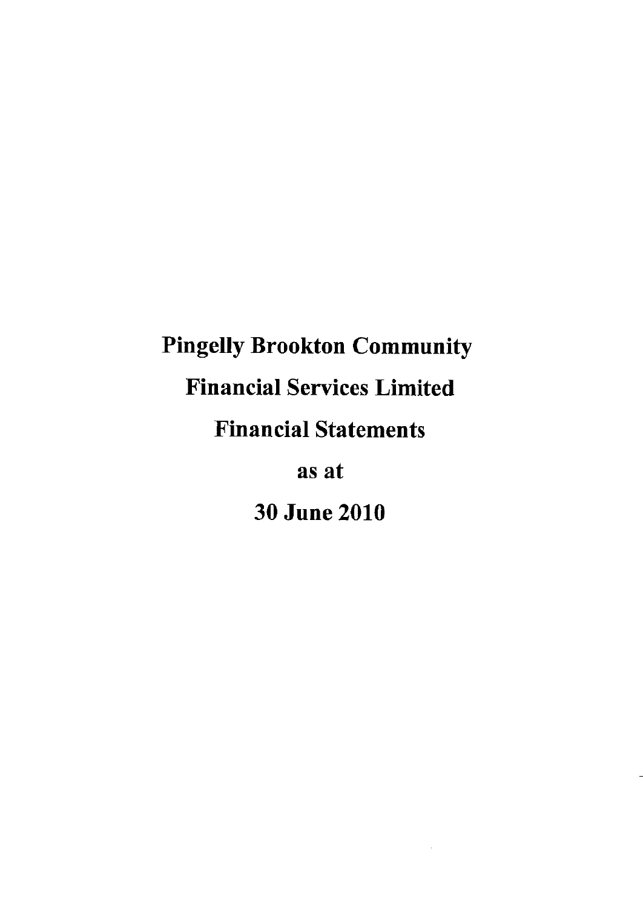# Pingelly Brookton Community Financial Services Limited Financial Statements as at 30 June 2010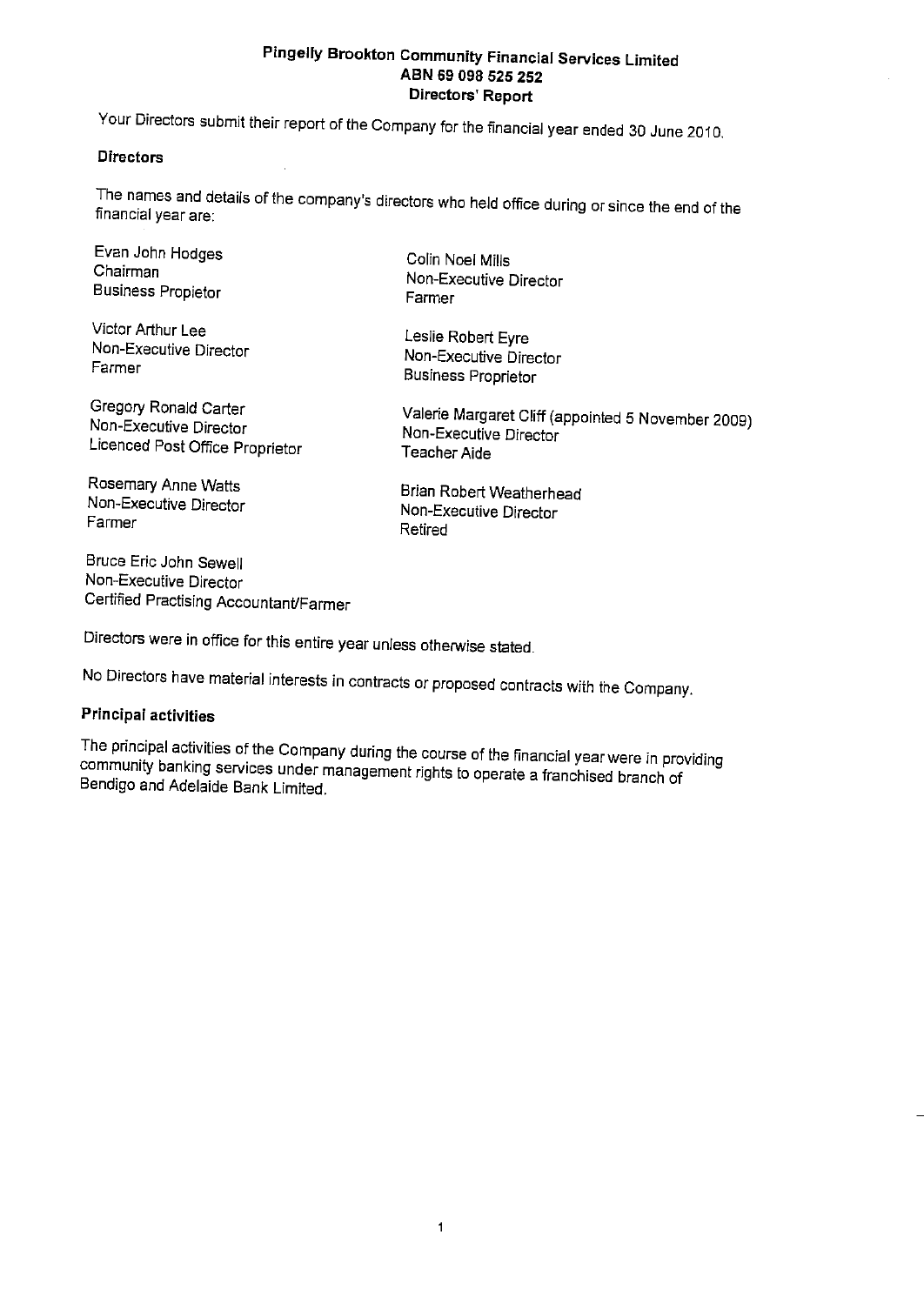# Pingelly Brookton Community Financial Services Limited
## ABN 69 098 525 252
## Directors' Report

Your Directors submit their report of the Company for the financial year ended 30 June 2010.

### Directors

The names and details of the company's directors who held office during or since the end of the financial year are:

Evan John Hodges
Chairman
Business Propietor

Victor Arthur Lee
Non-Executive Director
Farmer

Gregory Ronald Carter
Non-Executive Director
Licenced Post Office Proprietor

Rosemary Anne Watts
Non-Executive Director
Farmer

Bruce Eric John Sewell
Non-Executive Director
Certified Practising Accountant/Farmer

Colin Noel Mills
Non-Executive Director
Farmer

Leslie Robert Eyre
Non-Executive Director
Business Proprietor

Valerie Margaret Cliff (appointed 5 November 2009)
Non-Executive Director
Teacher Aide

Brian Robert Weatherhead
Non-Executive Director
Retired

Directors were in office for this entire year unless otherwise stated.

No Directors have material interests in contracts or proposed contracts with the Company.

### Principal activities

The principal activities of the Company during the course of the financial year were in providing community banking services under management rights to operate a franchised branch of Bendigo and Adelaide Bank Limited.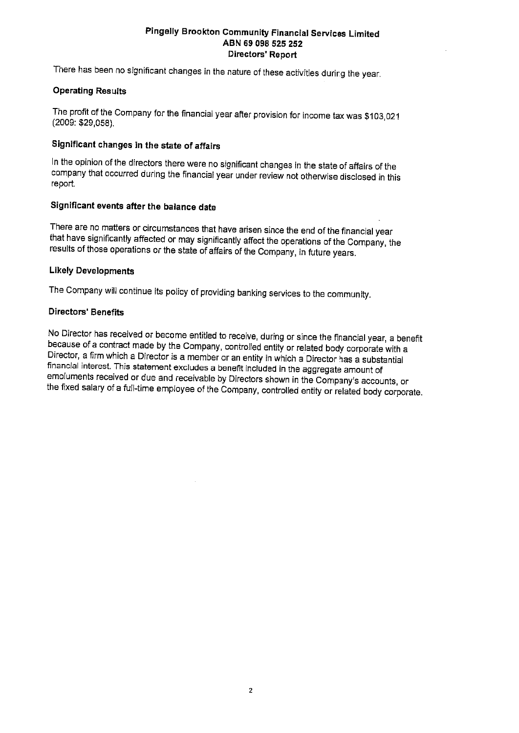There has been no significant changes in the nature of these activities during the year.

### Operating Results

The profit of the Company for the financial year after provision for income tax was $103,021 (2009: $29,058).

### Significant changes in the state of affairs

In the opinion of the directors there were no significant changes in the state of affairs of the company that occurred during the financial year under review not otherwise disclosed in this report.

### Significant events after the balance date

There are no matters or circumstances that have arisen since the end of the financial year that have significantly affected or may significantly affect the operations of the Company, the results of those operations or the state of affairs of the Company, in future years.

### Likely Developments

The Company will continue its policy of providing banking services to the community.

### Directors' Benefits

No Director has received or become entitled to receive, during or since the financial year, a benefit because of a contract made by the Company, controlled entity or related body corporate with a Director, a firm which a Director is a member or an entity in which a Director has a substantial financial interest. This statement excludes a benefit included in the aggregate amount of emoluments received or due and receivable by Directors shown in the Company's accounts, or the fixed salary of a full-time employee of the Company, controlled entity or related body corporate.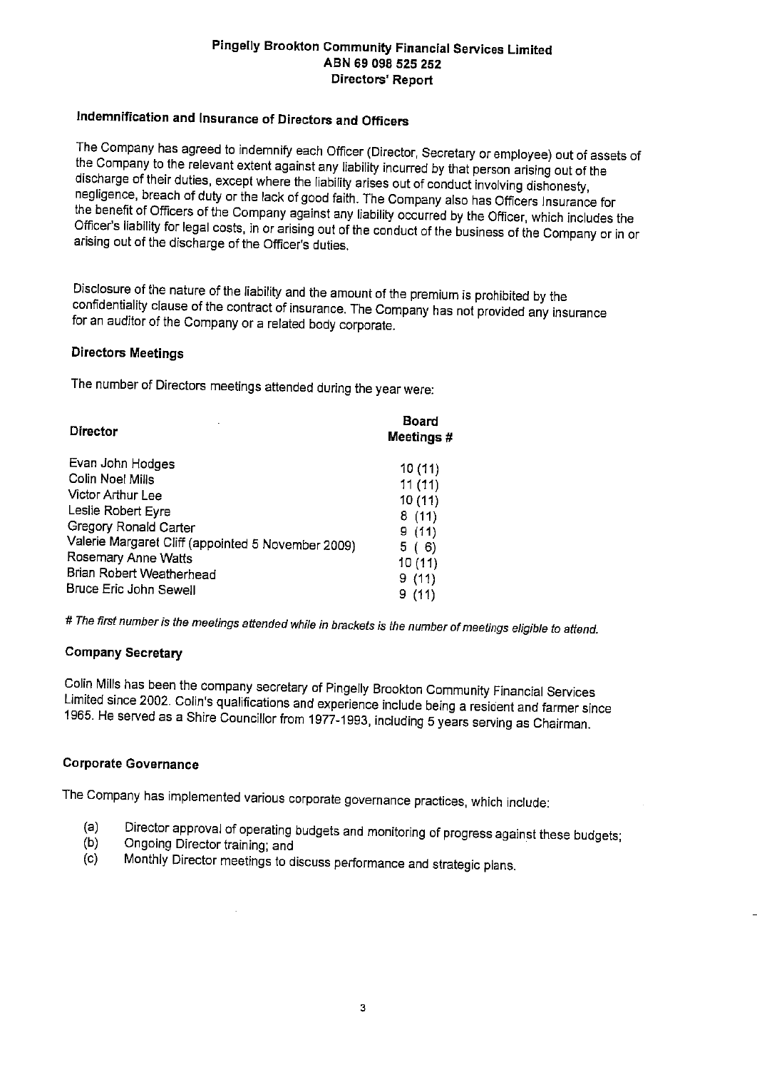**Pingelly Brookton Community Financial Services Limited**
**ABN 69 098 525 252**
**Directors' Report**

## Indemnification and Insurance of Directors and Officers

The Company has agreed to indemnify each Officer (Director, Secretary or employee) out of assets of the Company to the relevant extent against any liability incurred by that person arising out of the discharge of their duties, except where the liability arises out of conduct involving dishonesty, negligence, breach of duty or the lack of good faith. The Company also has Officers Insurance for the benefit of Officers of the Company against any liability occurred by the Officer, which includes the Officer's liability for legal costs, in or arising out of the conduct of the business of the Company or in or arising out of the discharge of the Officer's duties.

Disclosure of the nature of the liability and the amount of the premium is prohibited by the confidentiality clause of the contract of insurance. The Company has not provided any insurance for an auditor of the Company or a related body corporate.

## Directors Meetings

The number of Directors meetings attended during the year were:

| Director | Board Meetings # |
|---|---|
| Evan John Hodges | 10 (11) |
| Colin Noel Mills | 11 (11) |
| Victor Arthur Lee | 10 (11) |
| Leslie Robert Eyre | 8 (11) |
| Gregory Ronald Carter | 9 (11) |
| Valerie Margaret Cliff (appointed 5 November 2009) | 5 ( 6) |
| Rosemary Anne Watts | 10 (11) |
| Brian Robert Weatherhead | 9 (11) |
| Bruce Eric John Sewell | 9 (11) |

*# The first number is the meetings attended while in brackets is the number of meetings eligible to attend.*

## Company Secretary

Colin Mills has been the company secretary of Pingelly Brookton Community Financial Services Limited since 2002. Colin's qualifications and experience include being a resident and farmer since 1965. He served as a Shire Councillor from 1977-1993, including 5 years serving as Chairman.

## Corporate Governance

The Company has implemented various corporate governance practices, which include:

(a) Director approval of operating budgets and monitoring of progress against these budgets;
(b) Ongoing Director training; and
(c) Monthly Director meetings to discuss performance and strategic plans.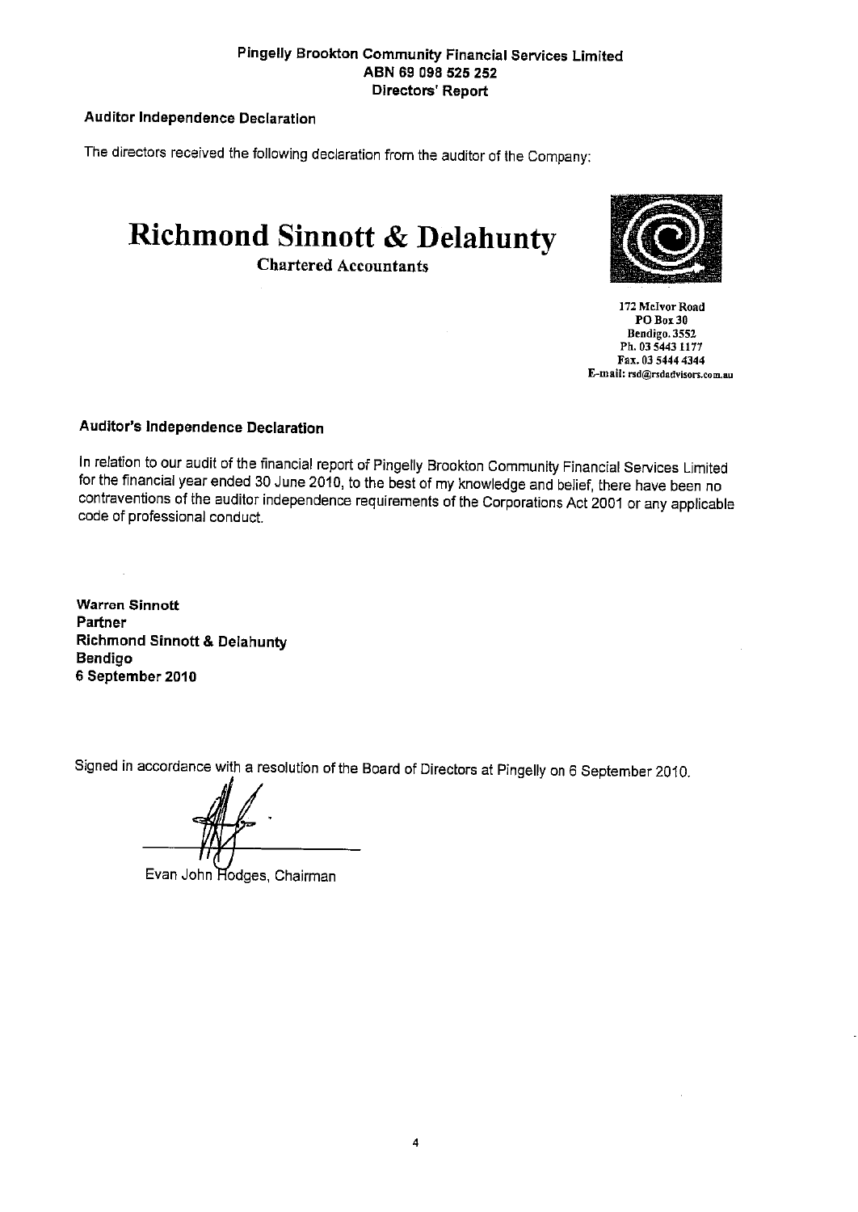**Pingelly Brookton Community Financial Services Limited**
**ABN 69 098 525 252**
**Directors' Report**

**Auditor Independence Declaration**

The directors received the following declaration from the auditor of the Company:

# Richmond Sinnott & Delahunty

Chartered Accountants

172 McIvor Road
PO Box 30
Bendigo. 3552
Ph. 03 5443 1177
Fax. 03 5444 4344
E-mail: rsd@rsdadvisors.com.au

**Auditor's Independence Declaration**

In relation to our audit of the financial report of Pingelly Brookton Community Financial Services Limited for the financial year ended 30 June 2010, to the best of my knowledge and belief, there have been no contraventions of the auditor independence requirements of the Corporations Act 2001 or any applicable code of professional conduct.

**Warren Sinnott**
**Partner**
**Richmond Sinnott & Delahunty**
**Bendigo**
**6 September 2010**

Signed in accordance with a resolution of the Board of Directors at Pingelly on 6 September 2010.

Evan John Hodges, Chairman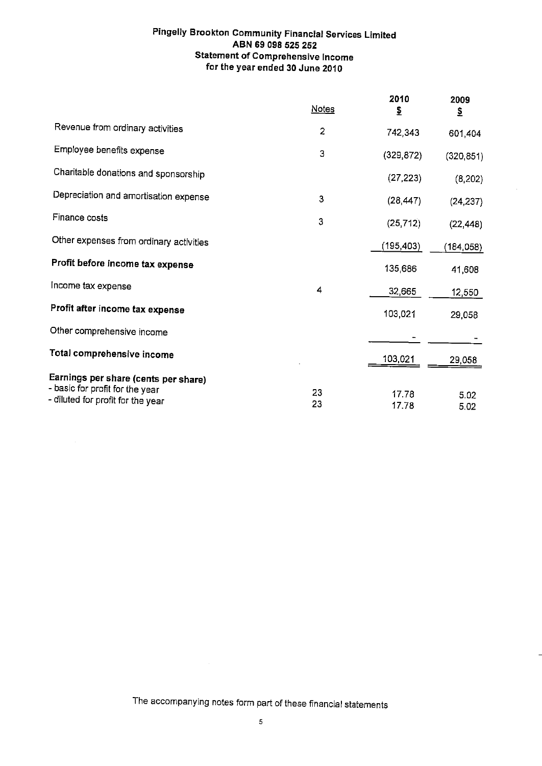# Pingelly Brookton Community Financial Services Limited
## ABN 69 098 525 252
## Statement of Comprehensive Income
## for the year ended 30 June 2010

| | Notes | 2010 $ | 2009 $ |
|---|---|---|---|
| Revenue from ordinary activities | 2 | 742,343 | 601,404 |
| Employee benefits expense | 3 | (329,872) | (320,851) |
| Charitable donations and sponsorship | | (27,223) | (8,202) |
| Depreciation and amortisation expense | 3 | (28,447) | (24,237) |
| Finance costs | 3 | (25,712) | (22,448) |
| Other expenses from ordinary activities | | (195,403) | (184,058) |
| **Profit before income tax expense** | | 135,686 | 41,608 |
| Income tax expense | 4 | 32,665 | 12,550 |
| **Profit after income tax expense** | | 103,021 | 29,058 |
| Other comprehensive income | | - | - |
| **Total comprehensive income** | | 103,021 | 29,058 |
| **Earnings per share (cents per share)** | | | |
| - basic for profit for the year | 23 | 17.78 | 5.02 |
| - diluted for profit for the year | 23 | 17.78 | 5.02 |

The accompanying notes form part of these financial statements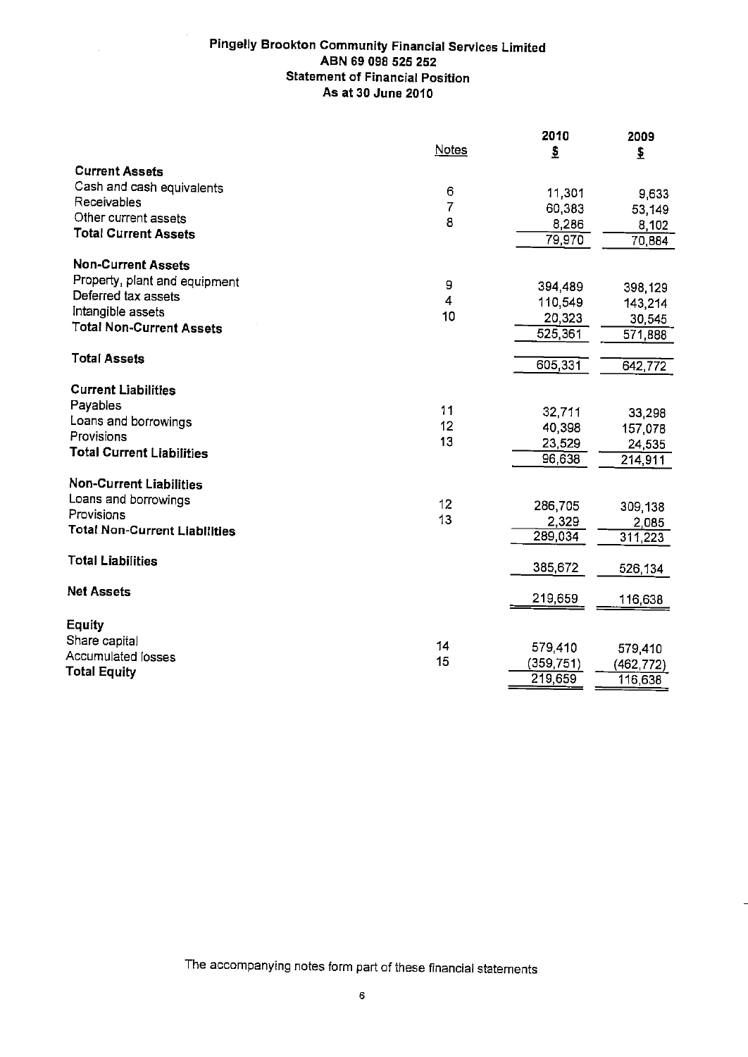**Pingelly Brookton Community Financial Services Limited**
**ABN 69 098 525 252**
**Statement of Financial Position**
**As at 30 June 2010**

| | Notes | 2010 $ | 2009 $ |
|---|---|---|---|
| **Current Assets** | | | |
| Cash and cash equivalents | 6 | 11,301 | 9,633 |
| Receivables | 7 | 60,383 | 53,149 |
| Other current assets | 8 | 8,286 | 8,102 |
| **Total Current Assets** | | 79,970 | 70,884 |
| **Non-Current Assets** | | | |
| Property, plant and equipment | 9 | 394,489 | 398,129 |
| Deferred tax assets | 4 | 110,549 | 143,214 |
| Intangible assets | 10 | 20,323 | 30,545 |
| **Total Non-Current Assets** | | 525,361 | 571,888 |
| **Total Assets** | | 605,331 | 642,772 |
| **Current Liabilities** | | | |
| Payables | 11 | 32,711 | 33,298 |
| Loans and borrowings | 12 | 40,398 | 157,078 |
| Provisions | 13 | 23,529 | 24,535 |
| **Total Current Liabilities** | | 96,638 | 214,911 |
| **Non-Current Liabilities** | | | |
| Loans and borrowings | 12 | 286,705 | 309,138 |
| Provisions | 13 | 2,329 | 2,085 |
| **Total Non-Current Liabilities** | | 289,034 | 311,223 |
| **Total Liabilities** | | 385,672 | 526,134 |
| **Net Assets** | | 219,659 | 116,638 |
| **Equity** | | | |
| Share capital | 14 | 579,410 | 579,410 |
| Accumulated losses | 15 | (359,751) | (462,772) |
| **Total Equity** | | 219,659 | 116,638 |

The accompanying notes form part of these financial statements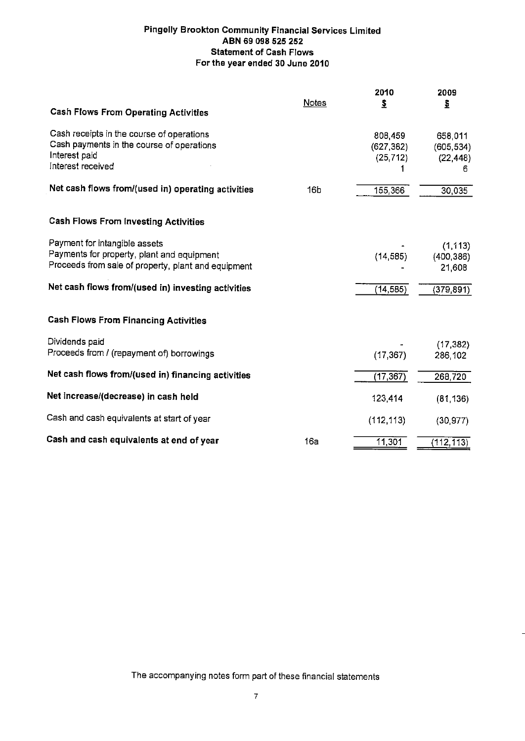# Pingelly Brookton Community Financial Services Limited
## ABN 69 098 525 252
## Statement of Cash Flows
## For the year ended 30 June 2010

| | Notes | 2010 $ | 2009 $ |
|---|---|---|---|
| **Cash Flows From Operating Activities** | | | |
| Cash receipts in the course of operations | | 808,459 | 658,011 |
| Cash payments in the course of operations | | (627,382) | (605,534) |
| Interest paid | | (25,712) | (22,448) |
| Interest received | | 1 | 6 |
| **Net cash flows from/(used in) operating activities** | 16b | 155,366 | 30,035 |
| **Cash Flows From Investing Activities** | | | |
| Payment for intangible assets | | - | (1,113) |
| Payments for property, plant and equipment | | (14,585) | (400,386) |
| Proceeds from sale of property, plant and equipment | | - | 21,608 |
| **Net cash flows from/(used in) investing activities** | | (14,585) | (379,891) |
| **Cash Flows From Financing Activities** | | | |
| Dividends paid | | - | (17,382) |
| Proceeds from / (repayment of) borrowings | | (17,367) | 286,102 |
| **Net cash flows from/(used in) financing activities** | | (17,367) | 268,720 |
| **Net increase/(decrease) in cash held** | | 123,414 | (81,136) |
| Cash and cash equivalents at start of year | | (112,113) | (30,977) |
| **Cash and cash equivalents at end of year** | 16a | 11,301 | (112,113) |

The accompanying notes form part of these financial statements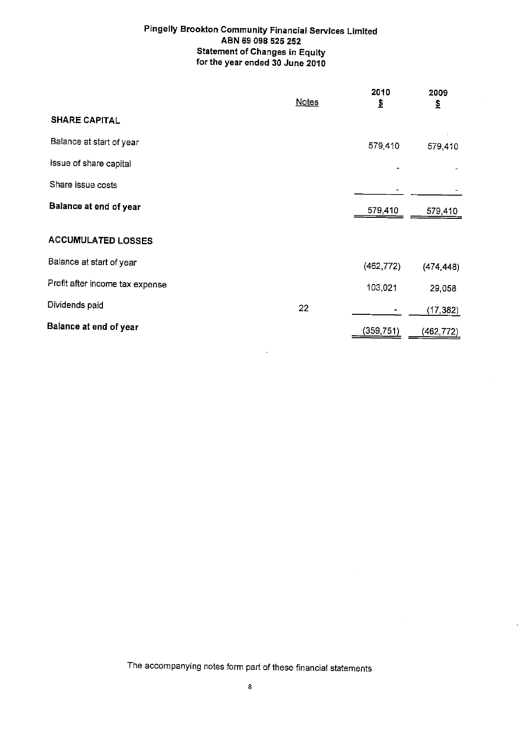# Pingelly Brookton Community Financial Services Limited
## ABN 69 098 525 252
## Statement of Changes in Equity
## for the year ended 30 June 2010

| | Notes | 2010 $ | 2009 $ |
|---|---|---|---|
| **SHARE CAPITAL** | | | |
| Balance at start of year | | 579,410 | 579,410 |
| Issue of share capital | | - | - |
| Share issue costs | | - | - |
| **Balance at end of year** | | 579,410 | 579,410 |
| | | | |
| **ACCUMULATED LOSSES** | | | |
| Balance at start of year | | (462,772) | (474,448) |
| Profit after income tax expense | | 103,021 | 29,058 |
| Dividends paid | 22 | - | (17,382) |
| **Balance at end of year** | | (359,751) | (462,772) |

The accompanying notes form part of these financial statements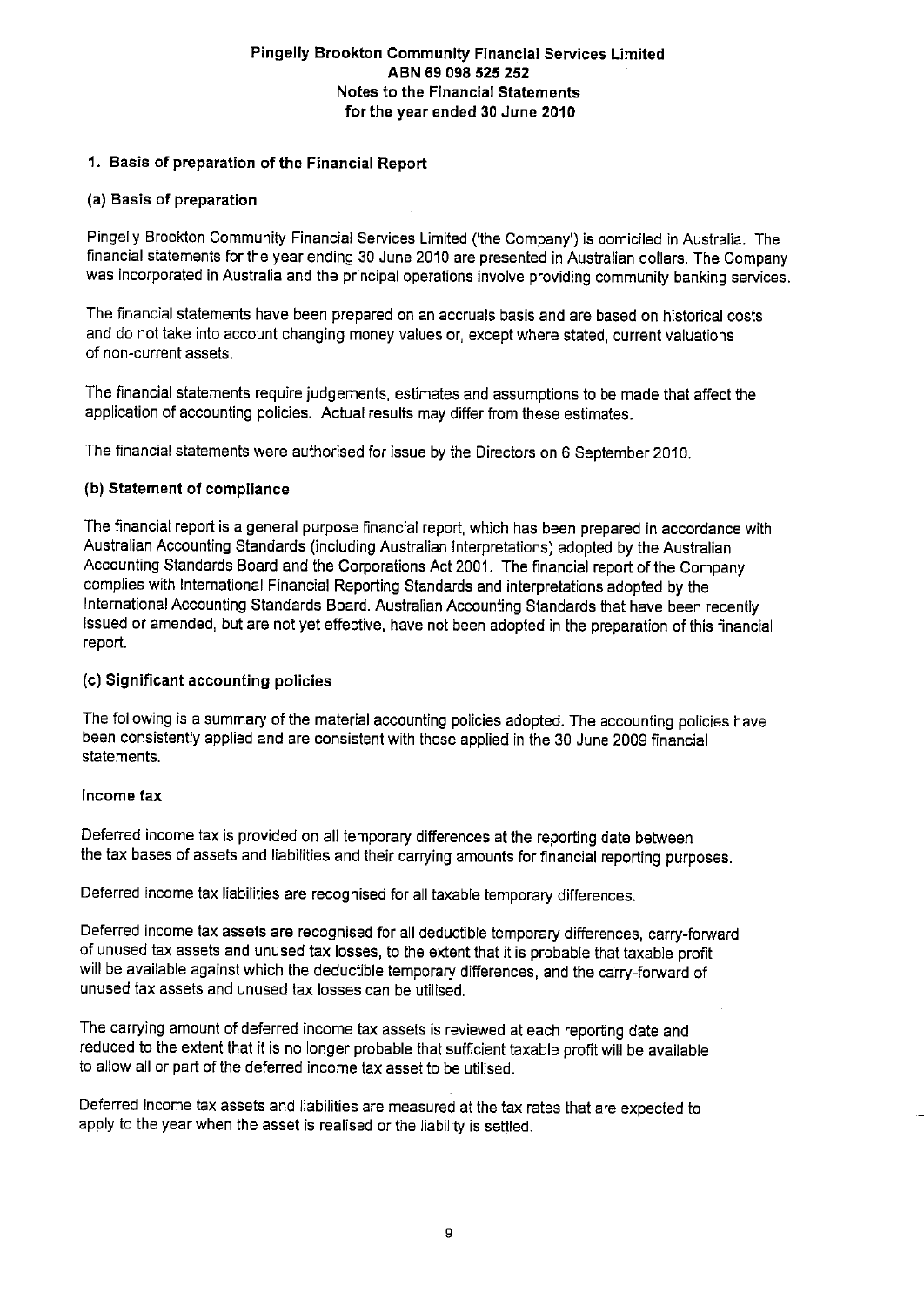# Pingelly Brookton Community Financial Services Limited
## ABN 69 098 525 252
## Notes to the Financial Statements
## for the year ended 30 June 2010

### 1. Basis of preparation of the Financial Report

#### (a) Basis of preparation

Pingelly Brookton Community Financial Services Limited ('the Company') is domiciled in Australia. The financial statements for the year ending 30 June 2010 are presented in Australian dollars. The Company was incorporated in Australia and the principal operations involve providing community banking services.

The financial statements have been prepared on an accruals basis and are based on historical costs and do not take into account changing money values or, except where stated, current valuations of non-current assets.

The financial statements require judgements, estimates and assumptions to be made that affect the application of accounting policies. Actual results may differ from these estimates.

The financial statements were authorised for issue by the Directors on 6 September 2010.

#### (b) Statement of compliance

The financial report is a general purpose financial report, which has been prepared in accordance with Australian Accounting Standards (including Australian Interpretations) adopted by the Australian Accounting Standards Board and the Corporations Act 2001. The financial report of the Company complies with International Financial Reporting Standards and interpretations adopted by the International Accounting Standards Board. Australian Accounting Standards that have been recently issued or amended, but are not yet effective, have not been adopted in the preparation of this financial report.

#### (c) Significant accounting policies

The following is a summary of the material accounting policies adopted. The accounting policies have been consistently applied and are consistent with those applied in the 30 June 2009 financial statements.

**Income tax**

Deferred income tax is provided on all temporary differences at the reporting date between the tax bases of assets and liabilities and their carrying amounts for financial reporting purposes.

Deferred income tax liabilities are recognised for all taxable temporary differences.

Deferred income tax assets are recognised for all deductible temporary differences, carry-forward of unused tax assets and unused tax losses, to the extent that it is probable that taxable profit will be available against which the deductible temporary differences, and the carry-forward of unused tax assets and unused tax losses can be utilised.

The carrying amount of deferred income tax assets is reviewed at each reporting date and reduced to the extent that it is no longer probable that sufficient taxable profit will be available to allow all or part of the deferred income tax asset to be utilised.

Deferred income tax assets and liabilities are measured at the tax rates that are expected to apply to the year when the asset is realised or the liability is settled.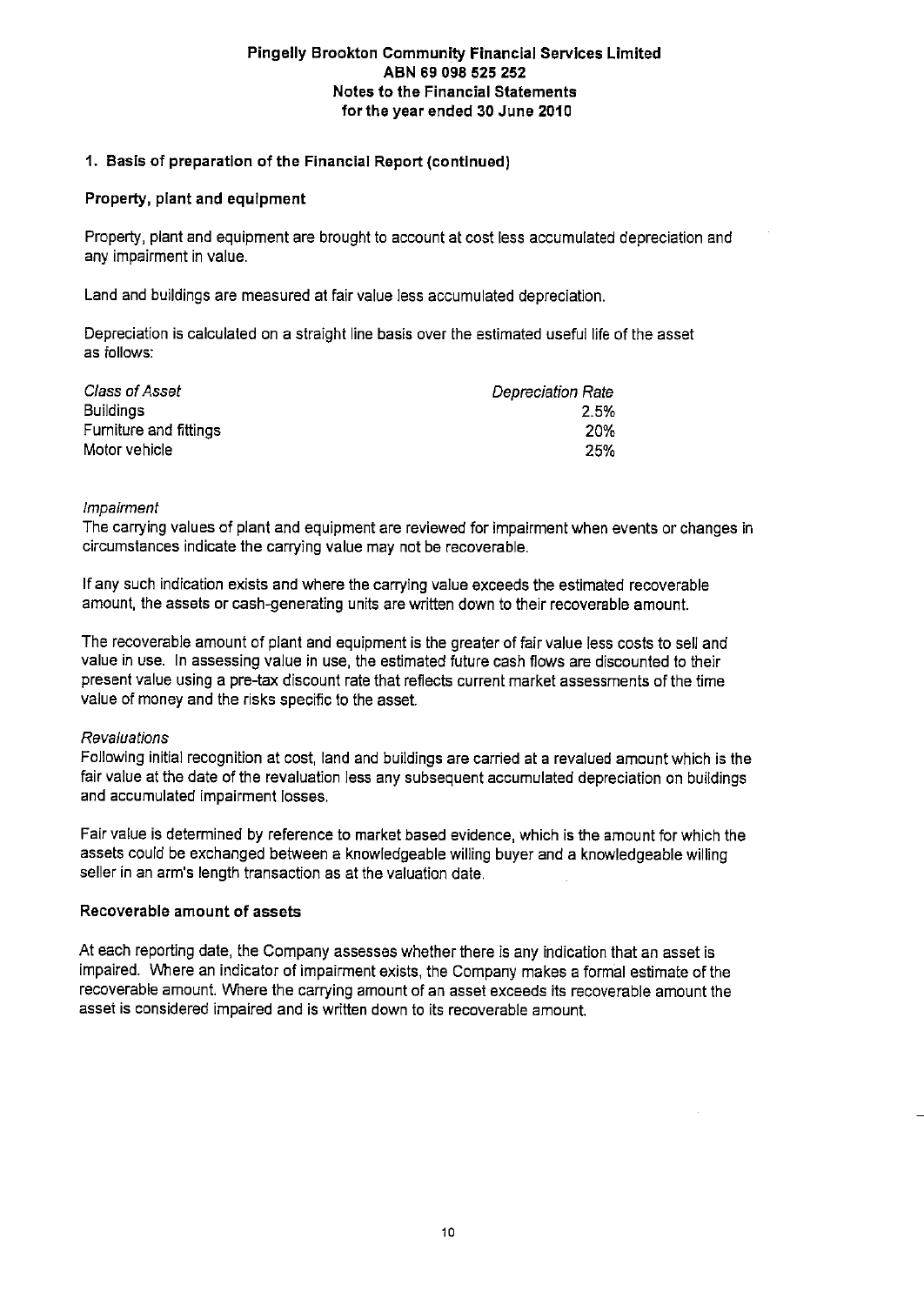**Pingelly Brookton Community Financial Services Limited**
**ABN 69 098 525 252**
**Notes to the Financial Statements**
**for the year ended 30 June 2010**

### 1. Basis of preparation of the Financial Report (continued)

#### Property, plant and equipment

Property, plant and equipment are brought to account at cost less accumulated depreciation and any impairment in value.

Land and buildings are measured at fair value less accumulated depreciation.

Depreciation is calculated on a straight line basis over the estimated useful life of the asset as follows:

| *Class of Asset* | *Depreciation Rate* |
|---|---|
| Buildings | 2.5% |
| Furniture and fittings | 20% |
| Motor vehicle | 25% |

*Impairment*
The carrying values of plant and equipment are reviewed for impairment when events or changes in circumstances indicate the carrying value may not be recoverable.

If any such indication exists and where the carrying value exceeds the estimated recoverable amount, the assets or cash-generating units are written down to their recoverable amount.

The recoverable amount of plant and equipment is the greater of fair value less costs to sell and value in use. In assessing value in use, the estimated future cash flows are discounted to their present value using a pre-tax discount rate that reflects current market assessments of the time value of money and the risks specific to the asset.

*Revaluations*
Following initial recognition at cost, land and buildings are carried at a revalued amount which is the fair value at the date of the revaluation less any subsequent accumulated depreciation on buildings and accumulated impairment losses.

Fair value is determined by reference to market based evidence, which is the amount for which the assets could be exchanged between a knowledgeable willing buyer and a knowledgeable willing seller in an arm's length transaction as at the valuation date.

#### Recoverable amount of assets

At each reporting date, the Company assesses whether there is any indication that an asset is impaired. Where an indicator of impairment exists, the Company makes a formal estimate of the recoverable amount. Where the carrying amount of an asset exceeds its recoverable amount the asset is considered impaired and is written down to its recoverable amount.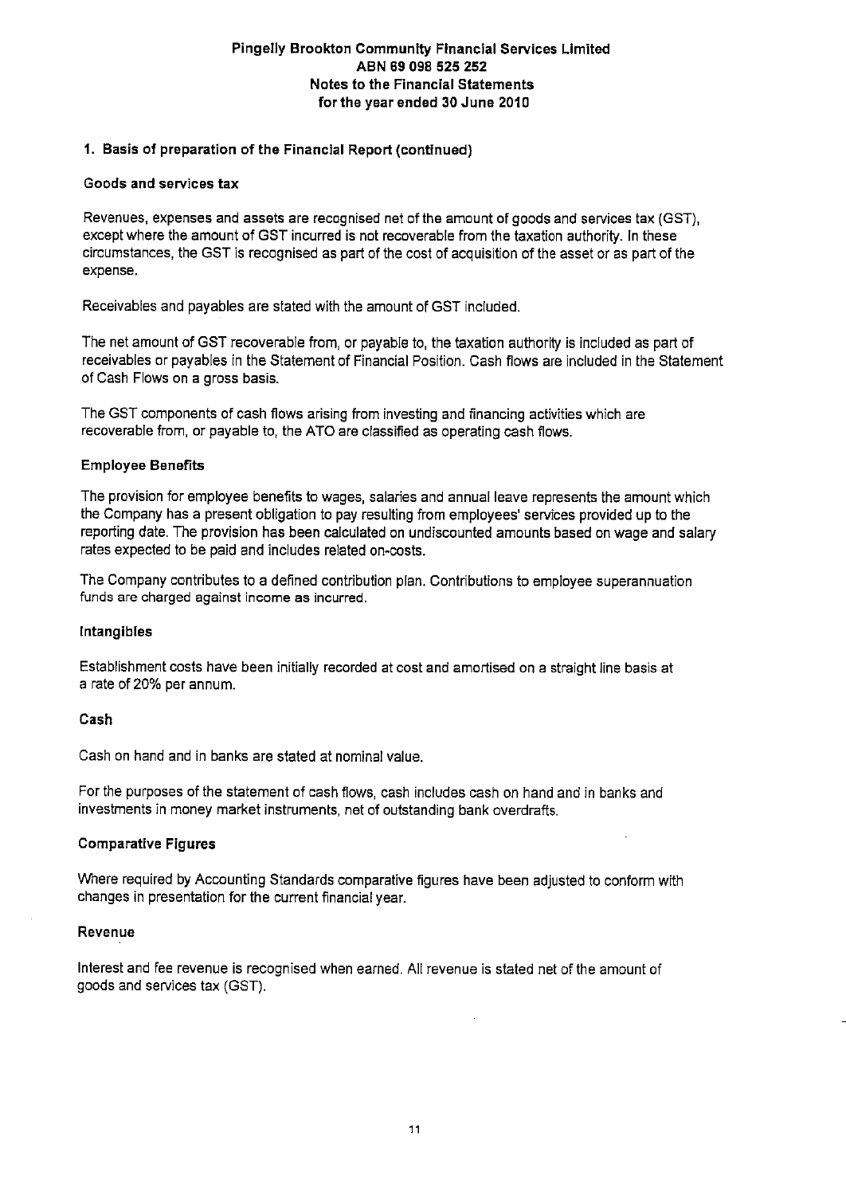## 1. Basis of preparation of the Financial Report (continued)

### Goods and services tax

Revenues, expenses and assets are recognised net of the amount of goods and services tax (GST), except where the amount of GST incurred is not recoverable from the taxation authority. In these circumstances, the GST is recognised as part of the cost of acquisition of the asset or as part of the expense.

Receivables and payables are stated with the amount of GST included.

The net amount of GST recoverable from, or payable to, the taxation authority is included as part of receivables or payables in the Statement of Financial Position. Cash flows are included in the Statement of Cash Flows on a gross basis.

The GST components of cash flows arising from investing and financing activities which are recoverable from, or payable to, the ATO are classified as operating cash flows.

### Employee Benefits

The provision for employee benefits to wages, salaries and annual leave represents the amount which the Company has a present obligation to pay resulting from employees' services provided up to the reporting date. The provision has been calculated on undiscounted amounts based on wage and salary rates expected to be paid and includes related on-costs.

The Company contributes to a defined contribution plan. Contributions to employee superannuation funds are charged against income as incurred.

### Intangibles

Establishment costs have been initially recorded at cost and amortised on a straight line basis at a rate of 20% per annum.

### Cash

Cash on hand and in banks are stated at nominal value.

For the purposes of the statement of cash flows, cash includes cash on hand and in banks and investments in money market instruments, net of outstanding bank overdrafts.

### Comparative Figures

Where required by Accounting Standards comparative figures have been adjusted to conform with changes in presentation for the current financial year.

### Revenue

Interest and fee revenue is recognised when earned. All revenue is stated net of the amount of goods and services tax (GST).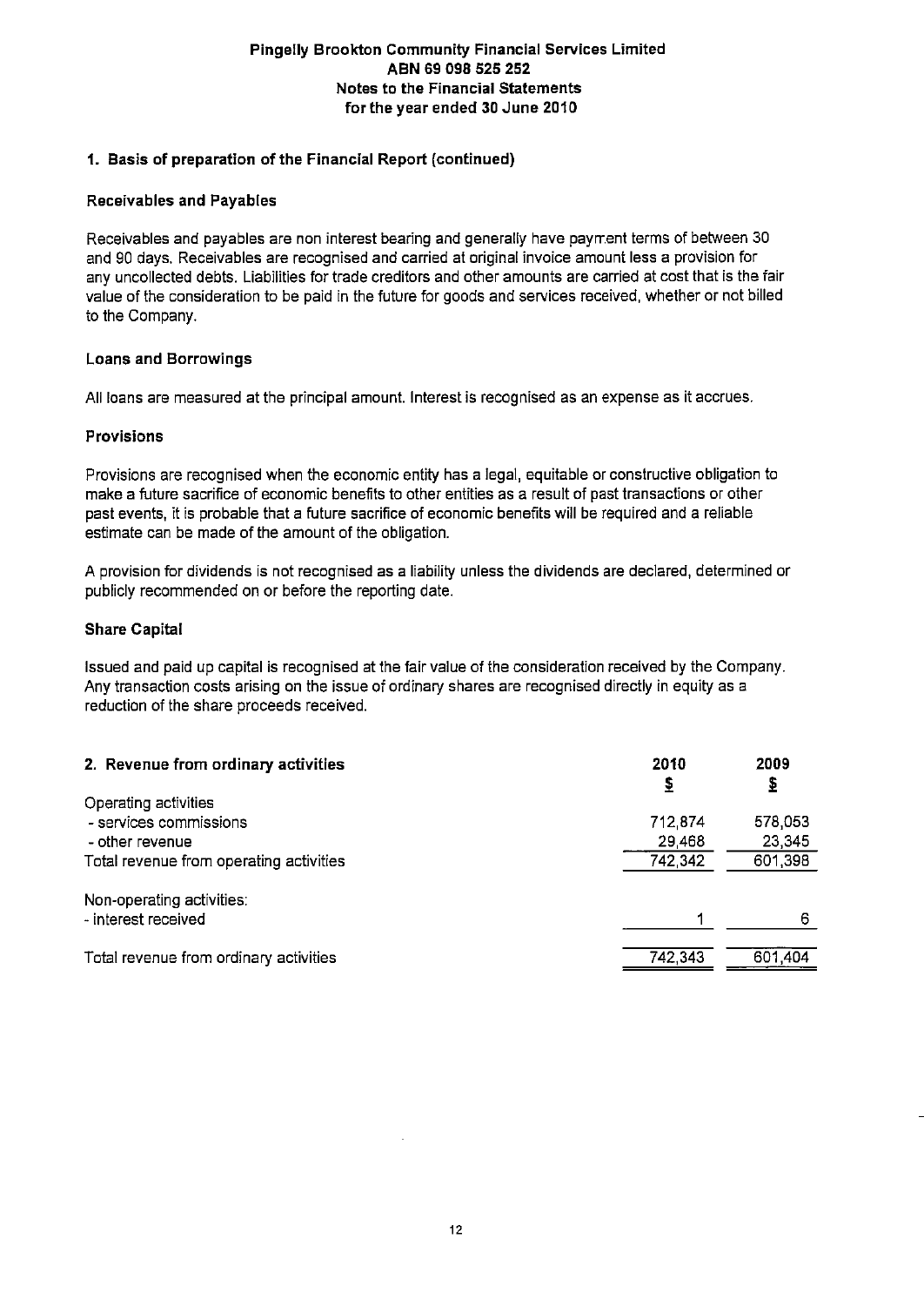**Pingelly Brookton Community Financial Services Limited**
**ABN 69 098 525 252**
**Notes to the Financial Statements**
**for the year ended 30 June 2010**

## 1. Basis of preparation of the Financial Report (continued)

### Receivables and Payables

Receivables and payables are non interest bearing and generally have payment terms of between 30 and 90 days. Receivables are recognised and carried at original invoice amount less a provision for any uncollected debts. Liabilities for trade creditors and other amounts are carried at cost that is the fair value of the consideration to be paid in the future for goods and services received, whether or not billed to the Company.

### Loans and Borrowings

All loans are measured at the principal amount. Interest is recognised as an expense as it accrues.

### Provisions

Provisions are recognised when the economic entity has a legal, equitable or constructive obligation to make a future sacrifice of economic benefits to other entities as a result of past transactions or other past events, it is probable that a future sacrifice of economic benefits will be required and a reliable estimate can be made of the amount of the obligation.

A provision for dividends is not recognised as a liability unless the dividends are declared, determined or publicly recommended on or before the reporting date.

### Share Capital

Issued and paid up capital is recognised at the fair value of the consideration received by the Company. Any transaction costs arising on the issue of ordinary shares are recognised directly in equity as a reduction of the share proceeds received.

## 2. Revenue from ordinary activities

| | 2010 $ | 2009 $ |
|---|---|---|
| Operating activities | | |
| - services commissions | 712,874 | 578,053 |
| - other revenue | 29,468 | 23,345 |
| Total revenue from operating activities | 742,342 | 601,398 |
| | | |
| Non-operating activities: | | |
| - interest received | 1 | 6 |
| | | |
| Total revenue from ordinary activities | 742,343 | 601,404 |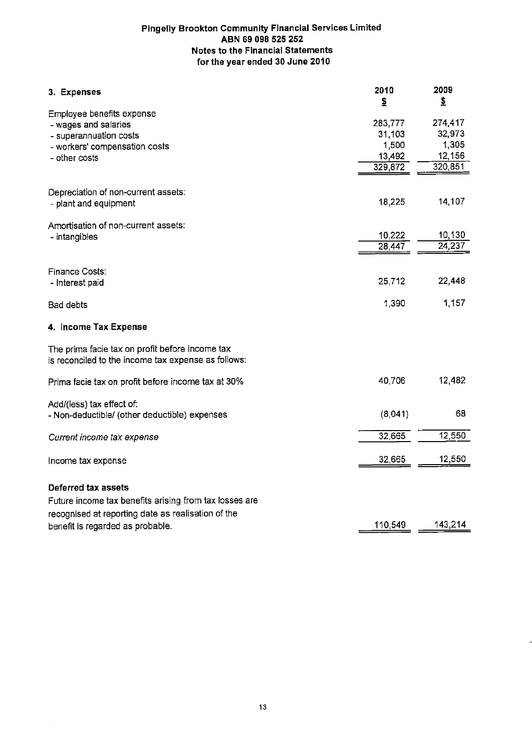**Pingelly Brookton Community Financial Services Limited**
**ABN 69 098 525 252**
**Notes to the Financial Statements**
**for the year ended 30 June 2010**

| **3. Expenses** | **2010** $ | **2009** $ |
|---|---|---|
| Employee benefits expense | | |
| - wages and salaries | 283,777 | 274,417 |
| - superannuation costs | 31,103 | 32,973 |
| - workers' compensation costs | 1,500 | 1,305 |
| - other costs | 13,492 | 12,156 |
| | 329,872 | 320,851 |
| Depreciation of non-current assets: | | |
| - plant and equipment | 18,225 | 14,107 |
| Amortisation of non-current assets: | | |
| - intangibles | 10,222 | 10,130 |
| | 28,447 | 24,237 |
| Finance Costs: | | |
| - Interest paid | 25,712 | 22,448 |
| Bad debts | 1,390 | 1,157 |

**4. Income Tax Expense**

| | 2010 $ | 2009 $ |
|---|---|---|
| The prima facie tax on profit before income tax is reconciled to the income tax expense as follows: | | |
| Prima facie tax on profit before income tax at 30% | 40,706 | 12,482 |
| Add/(less) tax effect of: | | |
| - Non-deductible/ (other deductible) expenses | (8,041) | 68 |
| *Current income tax expense* | 32,665 | 12,550 |
| Income tax expense | 32,665 | 12,550 |
| **Deferred tax assets** | | |
| Future income tax benefits arising from tax losses are recognised at reporting date as realisation of the benefit is regarded as probable. | 110,549 | 143,214 |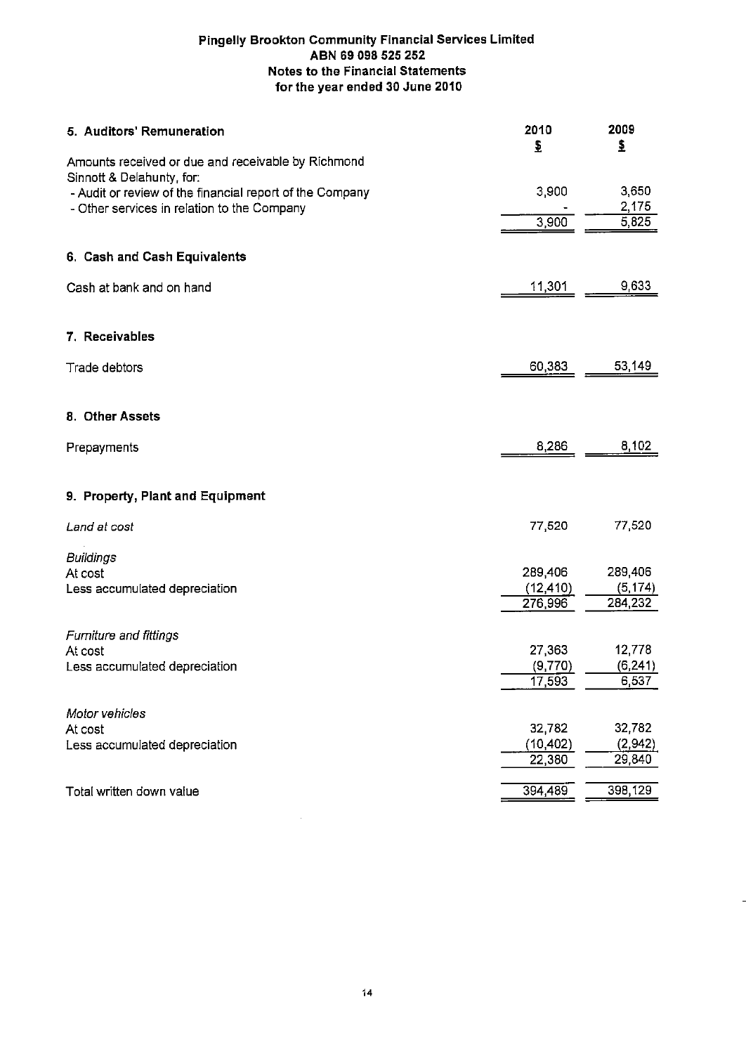# Pingelly Brookton Community Financial Services Limited
## ABN 69 098 525 252
## Notes to the Financial Statements
## for the year ended 30 June 2010

### 5. Auditors' Remuneration

| | 2010 $ | 2009 $ |
|---|---|---|
| Amounts received or due and receivable by Richmond Sinnott & Delahunty, for: | | |
| - Audit or review of the financial report of the Company | 3,900 | 3,650 |
| - Other services in relation to the Company | - | 2,175 |
| | 3,900 | 5,825 |

### 6. Cash and Cash Equivalents

| | 2010 $ | 2009 $ |
|---|---|---|
| Cash at bank and on hand | 11,301 | 9,633 |

### 7. Receivables

| | 2010 $ | 2009 $ |
|---|---|---|
| Trade debtors | 60,383 | 53,149 |

### 8. Other Assets

| | 2010 $ | 2009 $ |
|---|---|---|
| Prepayments | 8,286 | 8,102 |

### 9. Property, Plant and Equipment

| | 2010 $ | 2009 $ |
|---|---|---|
| *Land at cost* | 77,520 | 77,520 |
| *Buildings* | | |
| At cost | 289,406 | 289,406 |
| Less accumulated depreciation | (12,410) | (5,174) |
| | 276,996 | 284,232 |
| *Furniture and fittings* | | |
| At cost | 27,363 | 12,778 |
| Less accumulated depreciation | (9,770) | (6,241) |
| | 17,593 | 6,537 |
| *Motor vehicles* | | |
| At cost | 32,782 | 32,782 |
| Less accumulated depreciation | (10,402) | (2,942) |
| | 22,380 | 29,840 |
| Total written down value | 394,489 | 398,129 |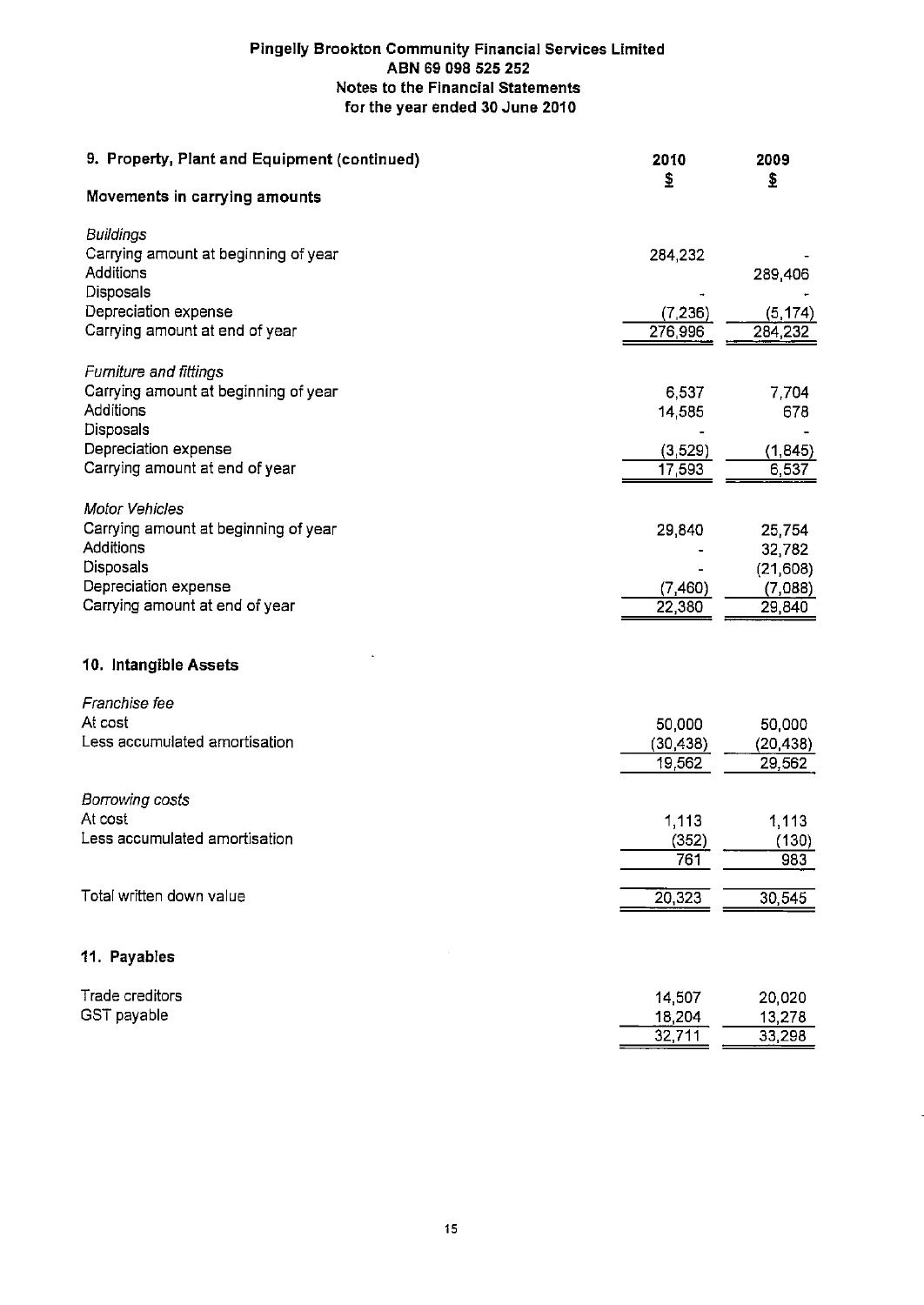**Pingelly Brookton Community Financial Services Limited**
**ABN 69 098 525 252**
**Notes to the Financial Statements**
**for the year ended 30 June 2010**

## 9. Property, Plant and Equipment (continued)

| Movements in carrying amounts | 2010 $ | 2009 $ |
|---|---|---|
| *Buildings* | | |
| Carrying amount at beginning of year | 284,232 | - |
| Additions | | 289,406 |
| Disposals | - | - |
| Depreciation expense | (7,236) | (5,174) |
| Carrying amount at end of year | 276,996 | 284,232 |
| *Furniture and fittings* | | |
| Carrying amount at beginning of year | 6,537 | 7,704 |
| Additions | 14,585 | 678 |
| Disposals | - | - |
| Depreciation expense | (3,529) | (1,845) |
| Carrying amount at end of year | 17,593 | 6,537 |
| *Motor Vehicles* | | |
| Carrying amount at beginning of year | 29,840 | 25,754 |
| Additions | - | 32,782 |
| Disposals | - | (21,608) |
| Depreciation expense | (7,460) | (7,088) |
| Carrying amount at end of year | 22,380 | 29,840 |

## 10. Intangible Assets

| | 2010 $ | 2009 $ |
|---|---|---|
| *Franchise fee* | | |
| At cost | 50,000 | 50,000 |
| Less accumulated amortisation | (30,438) | (20,438) |
| | 19,562 | 29,562 |
| *Borrowing costs* | | |
| At cost | 1,113 | 1,113 |
| Less accumulated amortisation | (352) | (130) |
| | 761 | 983 |
| Total written down value | 20,323 | 30,545 |

## 11. Payables

| | 2010 $ | 2009 $ |
|---|---|---|
| Trade creditors | 14,507 | 20,020 |
| GST payable | 18,204 | 13,278 |
| | 32,711 | 33,298 |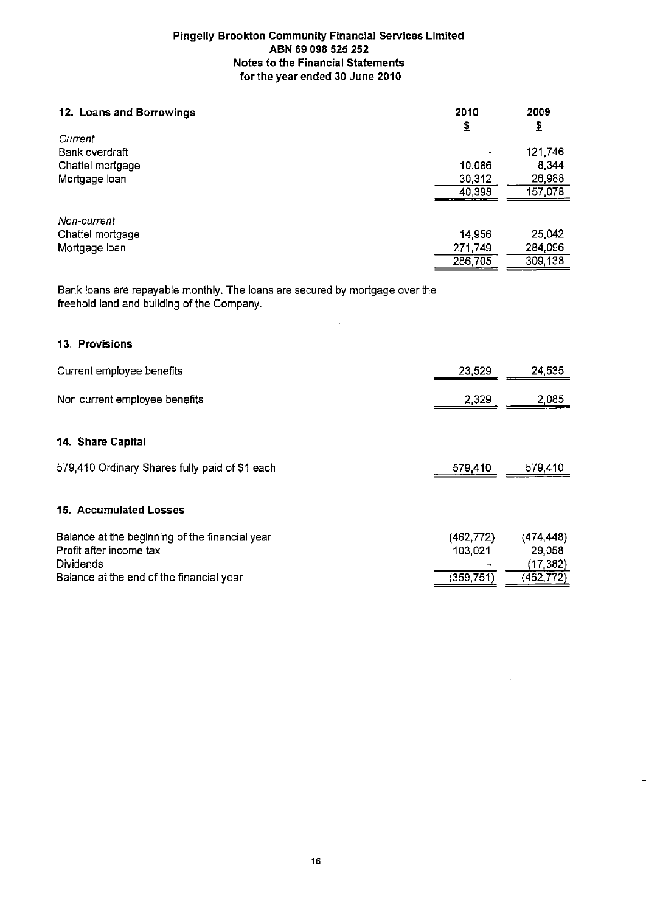# Pingelly Brookton Community Financial Services Limited
## ABN 69 098 525 252
## Notes to the Financial Statements
## for the year ended 30 June 2010

### 12. Loans and Borrowings

| | 2010 $ | 2009 $ |
|---|---|---|
| *Current* | | |
| Bank overdraft | - | 121,746 |
| Chattel mortgage | 10,086 | 8,344 |
| Mortgage loan | 30,312 | 26,988 |
| | 40,398 | 157,078 |
| *Non-current* | | |
| Chattel mortgage | 14,956 | 25,042 |
| Mortgage loan | 271,749 | 284,096 |
| | 286,705 | 309,138 |

Bank loans are repayable monthly. The loans are secured by mortgage over the freehold land and building of the Company.

### 13. Provisions

| | 2010 $ | 2009 $ |
|---|---|---|
| Current employee benefits | 23,529 | 24,535 |
| Non current employee benefits | 2,329 | 2,085 |

### 14. Share Capital

| | 2010 $ | 2009 $ |
|---|---|---|
| 579,410 Ordinary Shares fully paid of $1 each | 579,410 | 579,410 |

### 15. Accumulated Losses

| | 2010 $ | 2009 $ |
|---|---|---|
| Balance at the beginning of the financial year | (462,772) | (474,448) |
| Profit after income tax | 103,021 | 29,058 |
| Dividends | - | (17,382) |
| Balance at the end of the financial year | (359,751) | (462,772) |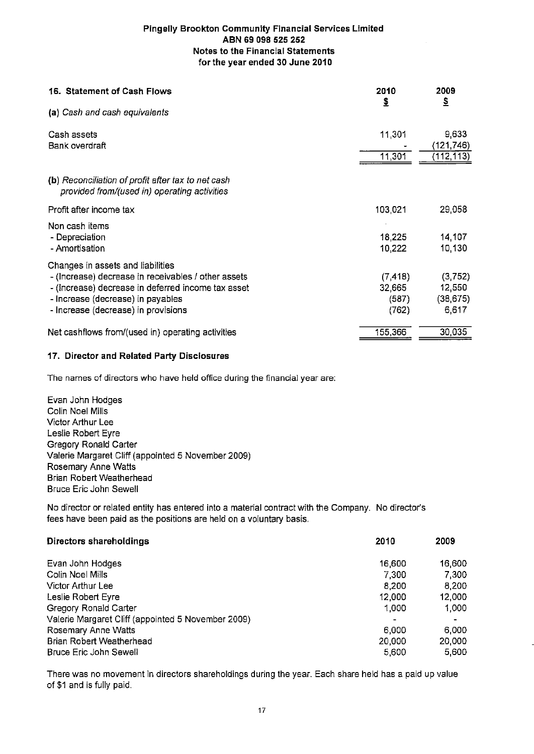Pingelly Brookton Community Financial Services Limited
ABN 69 098 525 252
Notes to the Financial Statements
for the year ended 30 June 2010

## 16. Statement of Cash Flows

| | 2010 $ | 2009 $ |
|---|---|---|
| *(a) Cash and cash equivalents* | | |
| Cash assets | 11,301 | 9,633 |
| Bank overdraft | - | (121,746) |
| | 11,301 | (112,113) |
| *(b) Reconciliation of profit after tax to net cash provided from/(used in) operating activities* | | |
| Profit after income tax | 103,021 | 29,058 |
| Non cash items | | |
| - Depreciation | 18,225 | 14,107 |
| - Amortisation | 10,222 | 10,130 |
| Changes in assets and liabilities | | |
| - (Increase) decrease in receivables / other assets | (7,418) | (3,752) |
| - (Increase) decrease in deferred income tax asset | 32,665 | 12,550 |
| - Increase (decrease) in payables | (587) | (38,675) |
| - Increase (decrease) in provisions | (762) | 6,617 |
| Net cashflows from/(used in) operating activities | 155,366 | 30,035 |

## 17. Director and Related Party Disclosures

The names of directors who have held office during the financial year are:

Evan John Hodges
Colin Noel Mills
Victor Arthur Lee
Leslie Robert Eyre
Gregory Ronald Carter
Valerie Margaret Cliff (appointed 5 November 2009)
Rosemary Anne Watts
Brian Robert Weatherhead
Bruce Eric John Sewell

No director or related entity has entered into a material contract with the Company. No director's fees have been paid as the positions are held on a voluntary basis.

| Directors shareholdings | 2010 | 2009 |
|---|---|---|
| Evan John Hodges | 16,600 | 16,600 |
| Colin Noel Mills | 7,300 | 7,300 |
| Victor Arthur Lee | 8,200 | 8,200 |
| Leslie Robert Eyre | 12,000 | 12,000 |
| Gregory Ronald Carter | 1,000 | 1,000 |
| Valerie Margaret Cliff (appointed 5 November 2009) | - | - |
| Rosemary Anne Watts | 6,000 | 6,000 |
| Brian Robert Weatherhead | 20,000 | 20,000 |
| Bruce Eric John Sewell | 5,600 | 5,600 |

There was no movement in directors shareholdings during the year. Each share held has a paid up value of $1 and is fully paid.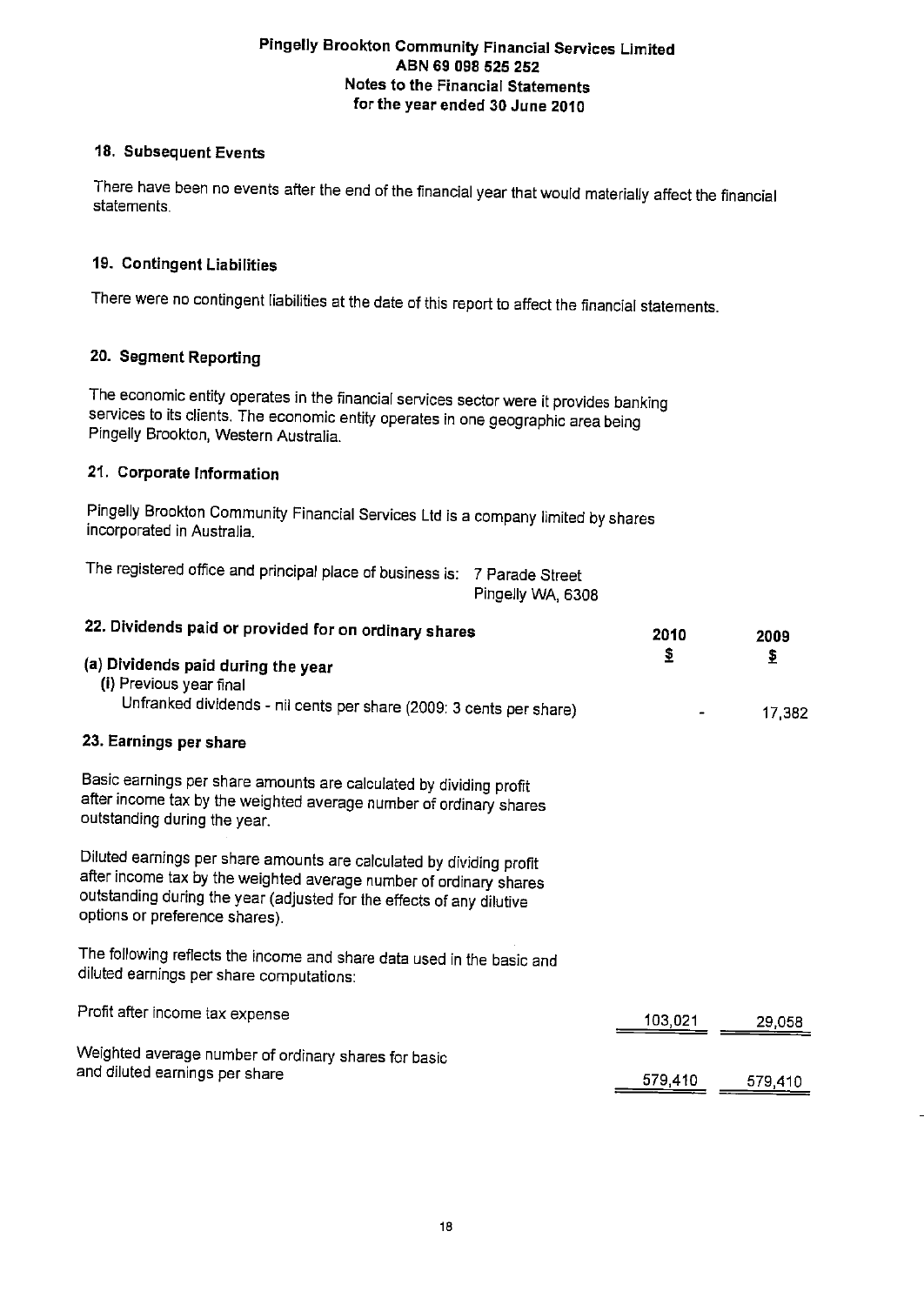### 18. Subsequent Events

There have been no events after the end of the financial year that would materially affect the financial statements.

### 19. Contingent Liabilities

There were no contingent liabilities at the date of this report to affect the financial statements.

### 20. Segment Reporting

The economic entity operates in the financial services sector were it provides banking services to its clients. The economic entity operates in one geographic area being Pingelly Brookton, Western Australia.

### 21. Corporate Information

Pingelly Brookton Community Financial Services Ltd is a company limited by shares incorporated in Australia.

The registered office and principal place of business is: 7 Parade Street
Pingelly WA, 6308

### 22. Dividends paid or provided for on ordinary shares

| | 2010 | 2009 |
|---|---|---|
| | $ | $ |
| **(a) Dividends paid during the year** | | |
| (i) Previous year final | | |
| Unfranked dividends - nil cents per share (2009: 3 cents per share) | - | 17,382 |

### 23. Earnings per share

Basic earnings per share amounts are calculated by dividing profit after income tax by the weighted average number of ordinary shares outstanding during the year.

Diluted earnings per share amounts are calculated by dividing profit after income tax by the weighted average number of ordinary shares outstanding during the year (adjusted for the effects of any dilutive options or preference shares).

The following reflects the income and share data used in the basic and diluted earnings per share computations:

| | 2010 | 2009 |
|---|---|---|
| Profit after income tax expense | 103,021 | 29,058 |
| Weighted average number of ordinary shares for basic and diluted earnings per share | 579,410 | 579,410 |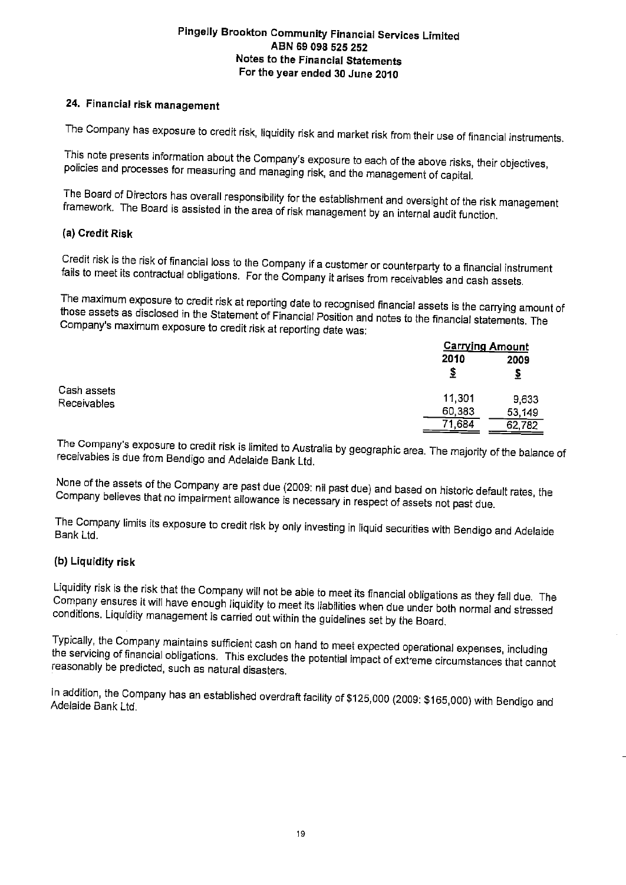**Pingelly Brookton Community Financial Services Limited**
**ABN 69 098 525 252**
**Notes to the Financial Statements**
**For the year ended 30 June 2010**

## 24. Financial risk management

The Company has exposure to credit risk, liquidity risk and market risk from their use of financial instruments.

This note presents information about the Company's exposure to each of the above risks, their objectives, policies and processes for measuring and managing risk, and the management of capital.

The Board of Directors has overall responsibility for the establishment and oversight of the risk management framework. The Board is assisted in the area of risk management by an internal audit function.

### (a) Credit Risk

Credit risk is the risk of financial loss to the Company if a customer or counterparty to a financial instrument fails to meet its contractual obligations. For the Company it arises from receivables and cash assets.

The maximum exposure to credit risk at reporting date to recognised financial assets is the carrying amount of those assets as disclosed in the Statement of Financial Position and notes to the financial statements. The Company's maximum exposure to credit risk at reporting date was:

| | Carrying Amount | |
|---|---|---|
| | 2010 | 2009 |
| | $ | $ |
| Cash assets | 11,301 | 9,633 |
| Receivables | 60,383 | 53,149 |
| | 71,684 | 62,782 |

The Company's exposure to credit risk is limited to Australia by geographic area. The majority of the balance of receivables is due from Bendigo and Adelaide Bank Ltd.

None of the assets of the Company are past due (2009: nil past due) and based on historic default rates, the Company believes that no impairment allowance is necessary in respect of assets not past due.

The Company limits its exposure to credit risk by only investing in liquid securities with Bendigo and Adelaide Bank Ltd.

### (b) Liquidity risk

Liquidity risk is the risk that the Company will not be able to meet its financial obligations as they fall due. The Company ensures it will have enough liquidity to meet its liabilities when due under both normal and stressed conditions. Liquidity management is carried out within the guidelines set by the Board.

Typically, the Company maintains sufficient cash on hand to meet expected operational expenses, including the servicing of financial obligations. This excludes the potential impact of extreme circumstances that cannot reasonably be predicted, such as natural disasters.

In addition, the Company has an established overdraft facility of $125,000 (2009: $165,000) with Bendigo and Adelaide Bank Ltd.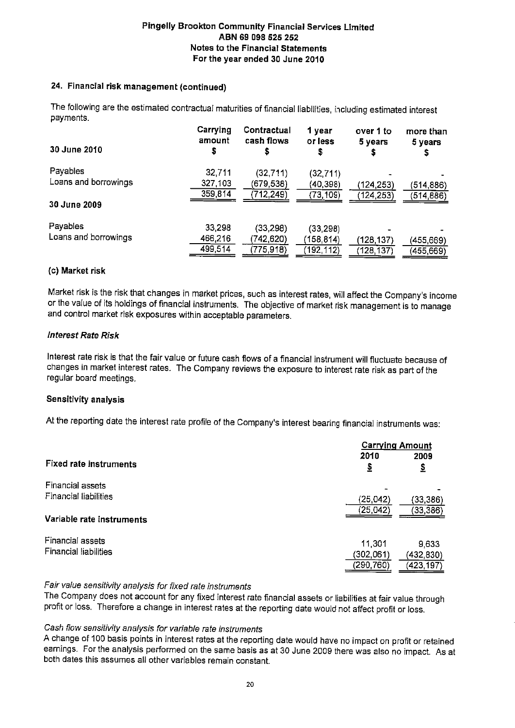## 24. Financial risk management (continued)

The following are the estimated contractual maturities of financial liabilities, including estimated interest payments.

| 30 June 2010 | Carrying amount $ | Contractual cash flows $ | 1 year or less $ | over 1 to 5 years $ | more than 5 years $ |
|---|---|---|---|---|---|
| Payables | 32,711 | (32,711) | (32,711) | - | - |
| Loans and borrowings | 327,103 | (679,538) | (40,398) | (124,253) | (514,886) |
| | 359,814 | (712,249) | (73,109) | (124,253) | (514,886) |
| **30 June 2009** | | | | | |
| Payables | 33,298 | (33,298) | (33,298) | - | - |
| Loans and borrowings | 466,216 | (742,620) | (158,814) | (128,137) | (455,669) |
| | 499,514 | (775,918) | (192,112) | (128,137) | (455,669) |

### (c) Market risk

Market risk is the risk that changes in market prices, such as interest rates, will affect the Company's income or the value of its holdings of financial instruments. The objective of market risk management is to manage and control market risk exposures within acceptable parameters.

#### *Interest Rate Risk*

Interest rate risk is that the fair value or future cash flows of a financial instrument will fluctuate because of changes in market interest rates. The Company reviews the exposure to interest rate risk as part of the regular board meetings.

#### Sensitivity analysis

At the reporting date the interest rate profile of the Company's interest bearing financial instruments was:

| | Carrying Amount | |
|---|---|---|
| **Fixed rate instruments** | **2010** $ | **2009** $ |
| Financial assets | - | - |
| Financial liabilities | (25,042) | (33,386) |
| | (25,042) | (33,386) |
| **Variable rate instruments** | | |
| Financial assets | 11,301 | 9,633 |
| Financial liabilities | (302,061) | (432,830) |
| | (290,760) | (423,197) |

*Fair value sensitivity analysis for fixed rate instruments*
The Company does not account for any fixed interest rate financial assets or liabilities at fair value through profit or loss. Therefore a change in interest rates at the reporting date would not affect profit or loss.

*Cash flow sensitivity analysis for variable rate instruments*
A change of 100 basis points in interest rates at the reporting date would have no impact on profit or retained earnings. For the analysis performed on the same basis as at 30 June 2009 there was also no impact. As at both dates this assumes all other variables remain constant.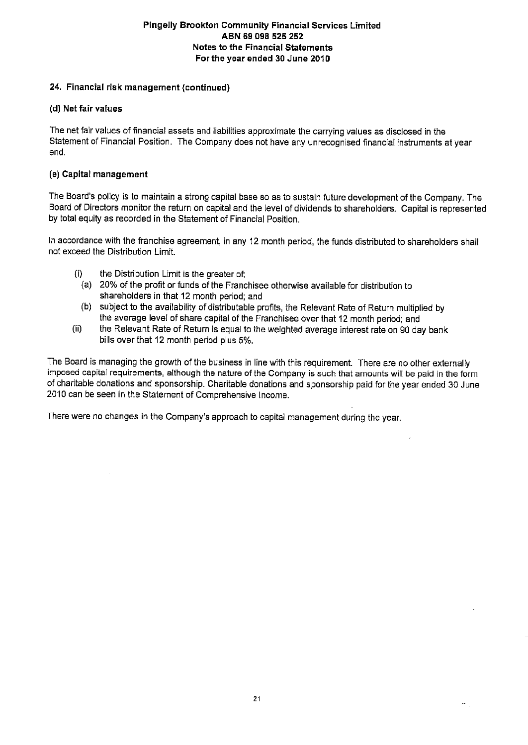**Pingelly Brookton Community Financial Services Limited**
**ABN 69 098 525 252**
**Notes to the Financial Statements**
**For the year ended 30 June 2010**

## 24. Financial risk management (continued)

### (d) Net fair values

The net fair values of financial assets and liabilities approximate the carrying values as disclosed in the Statement of Financial Position. The Company does not have any unrecognised financial instruments at year end.

### (e) Capital management

The Board's policy is to maintain a strong capital base so as to sustain future development of the Company. The Board of Directors monitor the return on capital and the level of dividends to shareholders. Capital is represented by total equity as recorded in the Statement of Financial Position.

In accordance with the franchise agreement, in any 12 month period, the funds distributed to shareholders shall not exceed the Distribution Limit.

- (i) the Distribution Limit is the greater of:
  - (a) 20% of the profit or funds of the Franchisee otherwise available for distribution to shareholders in that 12 month period; and
  - (b) subject to the availability of distributable profits, the Relevant Rate of Return multiplied by the average level of share capital of the Franchisee over that 12 month period; and
- (ii) the Relevant Rate of Return is equal to the weighted average interest rate on 90 day bank bills over that 12 month period plus 5%.

The Board is managing the growth of the business in line with this requirement. There are no other externally imposed capital requirements, although the nature of the Company is such that amounts will be paid in the form of charitable donations and sponsorship. Charitable donations and sponsorship paid for the year ended 30 June 2010 can be seen in the Statement of Comprehensive Income.

There were no changes in the Company's approach to capital management during the year.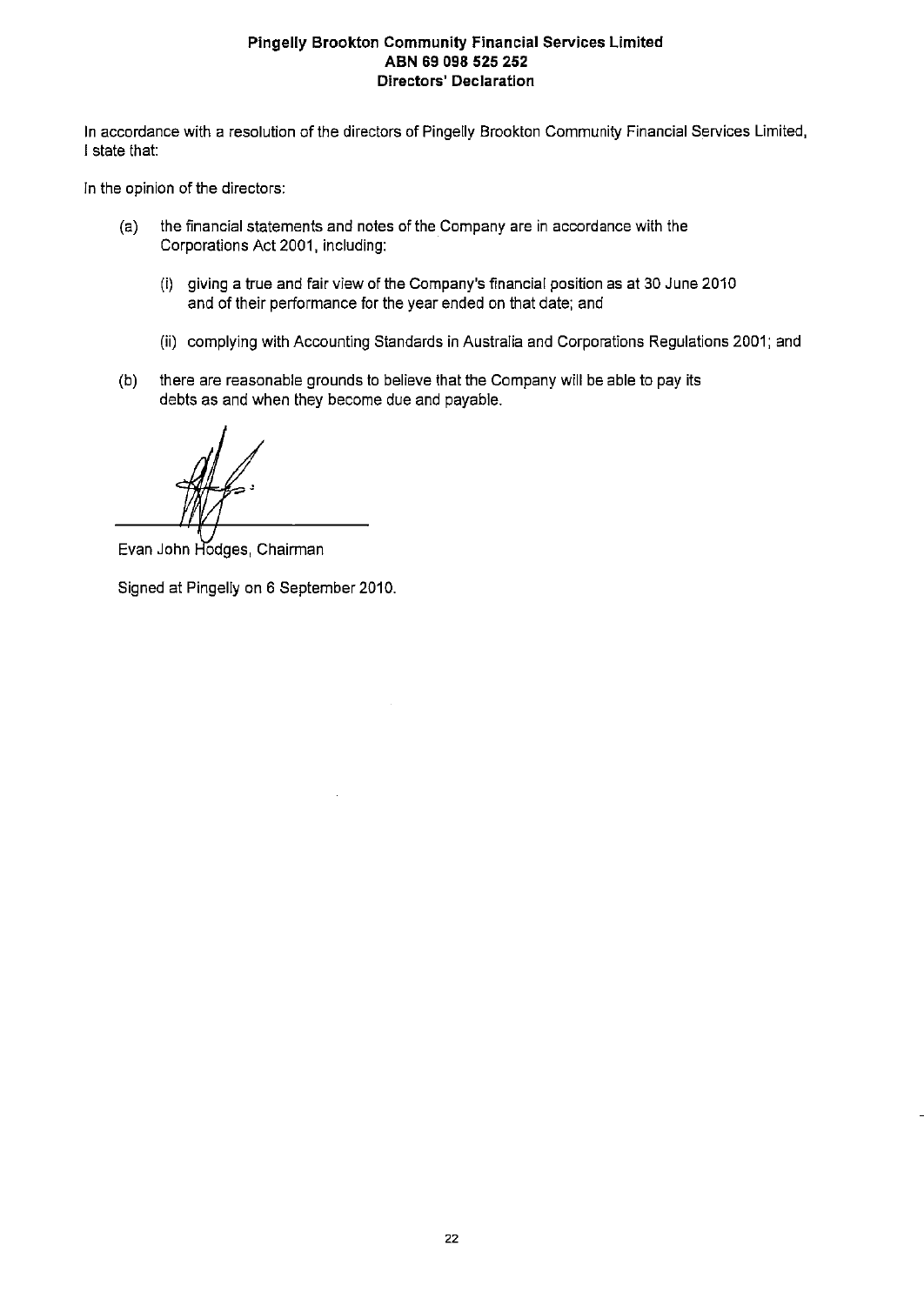# Pingelly Brookton Community Financial Services Limited
## ABN 69 098 525 252
## Directors' Declaration

In accordance with a resolution of the directors of Pingelly Brookton Community Financial Services Limited, I state that:

In the opinion of the directors:

(a) the financial statements and notes of the Company are in accordance with the Corporations Act 2001, including:

   (i) giving a true and fair view of the Company's financial position as at 30 June 2010 and of their performance for the year ended on that date; and

   (ii) complying with Accounting Standards in Australia and Corporations Regulations 2001; and

(b) there are reasonable grounds to believe that the Company will be able to pay its debts as and when they become due and payable.

Evan John Hodges, Chairman

Signed at Pingelly on 6 September 2010.